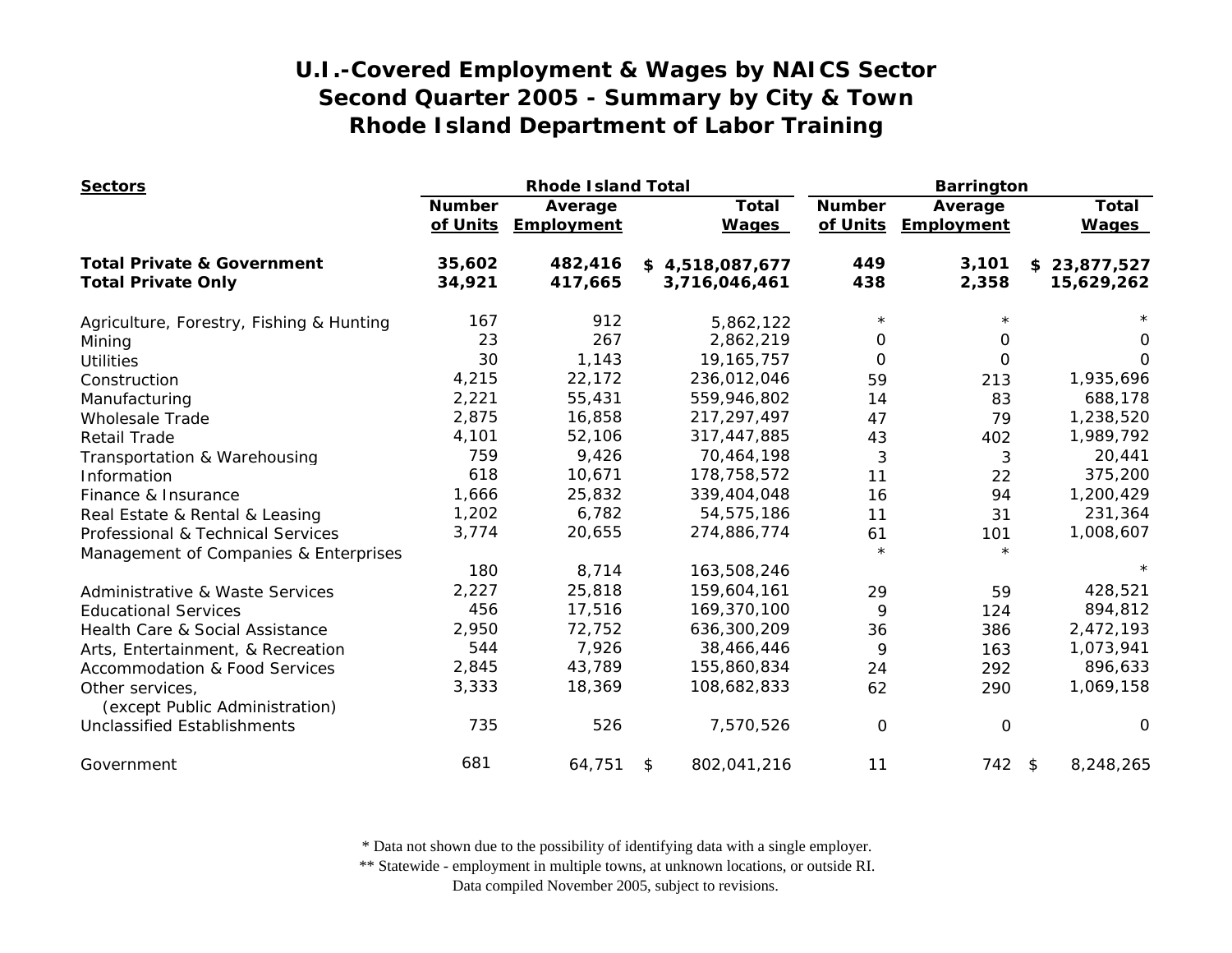# U.I.-Covered Employment & Wages by NAICS Sector
## Second Quarter 2005 - Summary by City & Town
## Rhode Island Department of Labor Training

| Sectors | Rhode Island Total | | | Barrington | | |
|---|---|---|---|---|---|---|
| | Number of Units | Average Employment | Total Wages | Number of Units | Average Employment | Total Wages |
| **Total Private & Government** | **35,602** | **482,416** | **$ 4,518,087,677** | **449** | **3,101** | **$ 23,877,527** |
| **Total Private Only** | **34,921** | **417,665** | **3,716,046,461** | **438** | **2,358** | **15,629,262** |
| Agriculture, Forestry, Fishing & Hunting | 167 | 912 | 5,862,122 | * | * | * |
| Mining | 23 | 267 | 2,862,219 | 0 | 0 | 0 |
| Utilities | 30 | 1,143 | 19,165,757 | 0 | 0 | 0 |
| Construction | 4,215 | 22,172 | 236,012,046 | 59 | 213 | 1,935,696 |
| Manufacturing | 2,221 | 55,431 | 559,946,802 | 14 | 83 | 688,178 |
| Wholesale Trade | 2,875 | 16,858 | 217,297,497 | 47 | 79 | 1,238,520 |
| Retail Trade | 4,101 | 52,106 | 317,447,885 | 43 | 402 | 1,989,792 |
| Transportation & Warehousing | 759 | 9,426 | 70,464,198 | 3 | 3 | 20,441 |
| Information | 618 | 10,671 | 178,758,572 | 11 | 22 | 375,200 |
| Finance & Insurance | 1,666 | 25,832 | 339,404,048 | 16 | 94 | 1,200,429 |
| Real Estate & Rental & Leasing | 1,202 | 6,782 | 54,575,186 | 11 | 31 | 231,364 |
| Professional & Technical Services | 3,774 | 20,655 | 274,886,774 | 61 | 101 | 1,008,607 |
| Management of Companies & Enterprises | 180 | 8,714 | 163,508,246 | * | * | * |
| Administrative & Waste Services | 2,227 | 25,818 | 159,604,161 | 29 | 59 | 428,521 |
| Educational Services | 456 | 17,516 | 169,370,100 | 9 | 124 | 894,812 |
| Health Care & Social Assistance | 2,950 | 72,752 | 636,300,209 | 36 | 386 | 2,472,193 |
| Arts, Entertainment, & Recreation | 544 | 7,926 | 38,466,446 | 9 | 163 | 1,073,941 |
| Accommodation & Food Services | 2,845 | 43,789 | 155,860,834 | 24 | 292 | 896,633 |
| Other services, (except Public Administration) | 3,333 | 18,369 | 108,682,833 | 62 | 290 | 1,069,158 |
| Unclassified Establishments | 735 | 526 | 7,570,526 | 0 | 0 | 0 |
| Government | 681 | 64,751 | $ 802,041,216 | 11 | 742 | $ 8,248,265 |

\* Data not shown due to the possibility of identifying data with a single employer.

\*\* Statewide - employment in multiple towns, at unknown locations, or outside RI.

Data compiled November 2005, subject to revisions.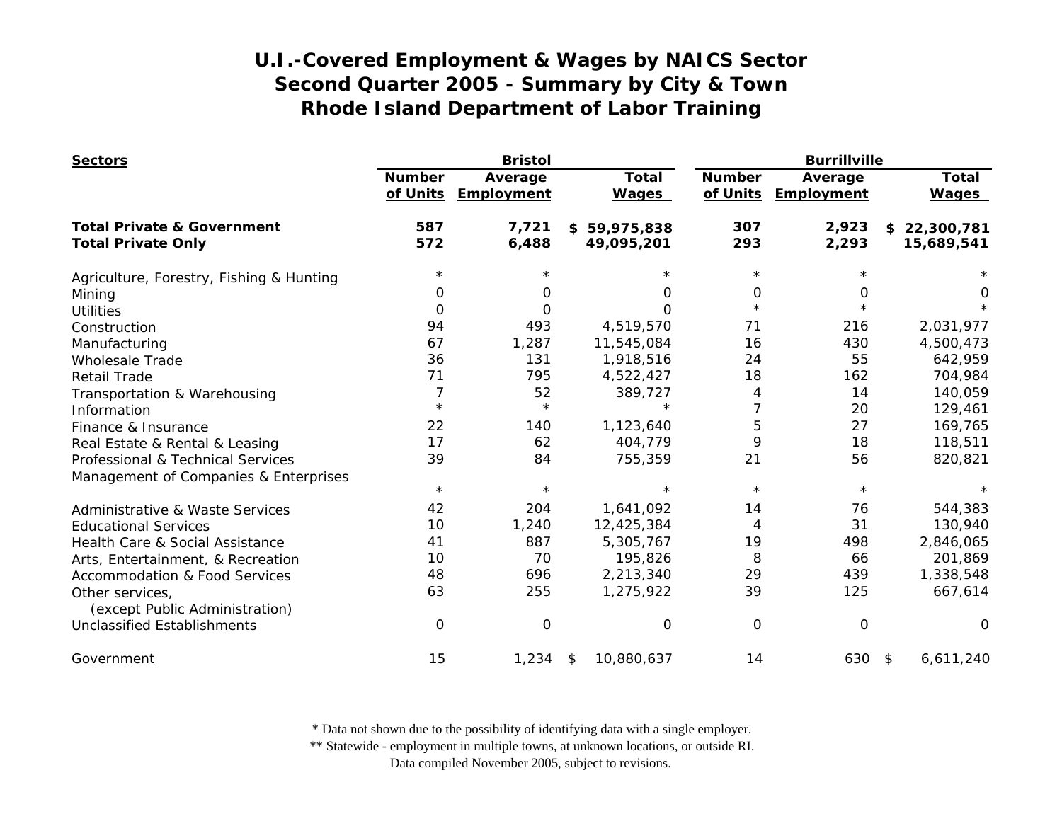# U.I.-Covered Employment & Wages by NAICS Sector
# Second Quarter 2005 - Summary by City & Town
# Rhode Island Department of Labor Training

| Sectors | Bristol | | | Burrillville | | |
|---|---|---|---|---|---|---|
| | Number of Units | Average Employment | Total Wages | Number of Units | Average Employment | Total Wages |
| **Total Private & Government** | **587** | **7,721** | **$ 59,975,838** | **307** | **2,923** | **$ 22,300,781** |
| **Total Private Only** | **572** | **6,488** | **49,095,201** | **293** | **2,293** | **15,689,541** |
| Agriculture, Forestry, Fishing & Hunting | * | * | * | * | * | * |
| Mining | 0 | 0 | 0 | 0 | 0 | 0 |
| Utilities | 0 | 0 | 0 | * | * | * |
| Construction | 94 | 493 | 4,519,570 | 71 | 216 | 2,031,977 |
| Manufacturing | 67 | 1,287 | 11,545,084 | 16 | 430 | 4,500,473 |
| Wholesale Trade | 36 | 131 | 1,918,516 | 24 | 55 | 642,959 |
| Retail Trade | 71 | 795 | 4,522,427 | 18 | 162 | 704,984 |
| Transportation & Warehousing | 7 | 52 | 389,727 | 4 | 14 | 140,059 |
| Information | * | * | * | 7 | 20 | 129,461 |
| Finance & Insurance | 22 | 140 | 1,123,640 | 5 | 27 | 169,765 |
| Real Estate & Rental & Leasing | 17 | 62 | 404,779 | 9 | 18 | 118,511 |
| Professional & Technical Services | 39 | 84 | 755,359 | 21 | 56 | 820,821 |
| Management of Companies & Enterprises | * | * | * | * | * | * |
| Administrative & Waste Services | 42 | 204 | 1,641,092 | 14 | 76 | 544,383 |
| Educational Services | 10 | 1,240 | 12,425,384 | 4 | 31 | 130,940 |
| Health Care & Social Assistance | 41 | 887 | 5,305,767 | 19 | 498 | 2,846,065 |
| Arts, Entertainment, & Recreation | 10 | 70 | 195,826 | 8 | 66 | 201,869 |
| Accommodation & Food Services | 48 | 696 | 2,213,340 | 29 | 439 | 1,338,548 |
| Other services, (except Public Administration) | 63 | 255 | 1,275,922 | 39 | 125 | 667,614 |
| Unclassified Establishments | 0 | 0 | 0 | 0 | 0 | 0 |
| Government | 15 | 1,234 | $ 10,880,637 | 14 | 630 | $ 6,611,240 |

\* Data not shown due to the possibility of identifying data with a single employer.
\*\* Statewide - employment in multiple towns, at unknown locations, or outside RI.
Data compiled November 2005, subject to revisions.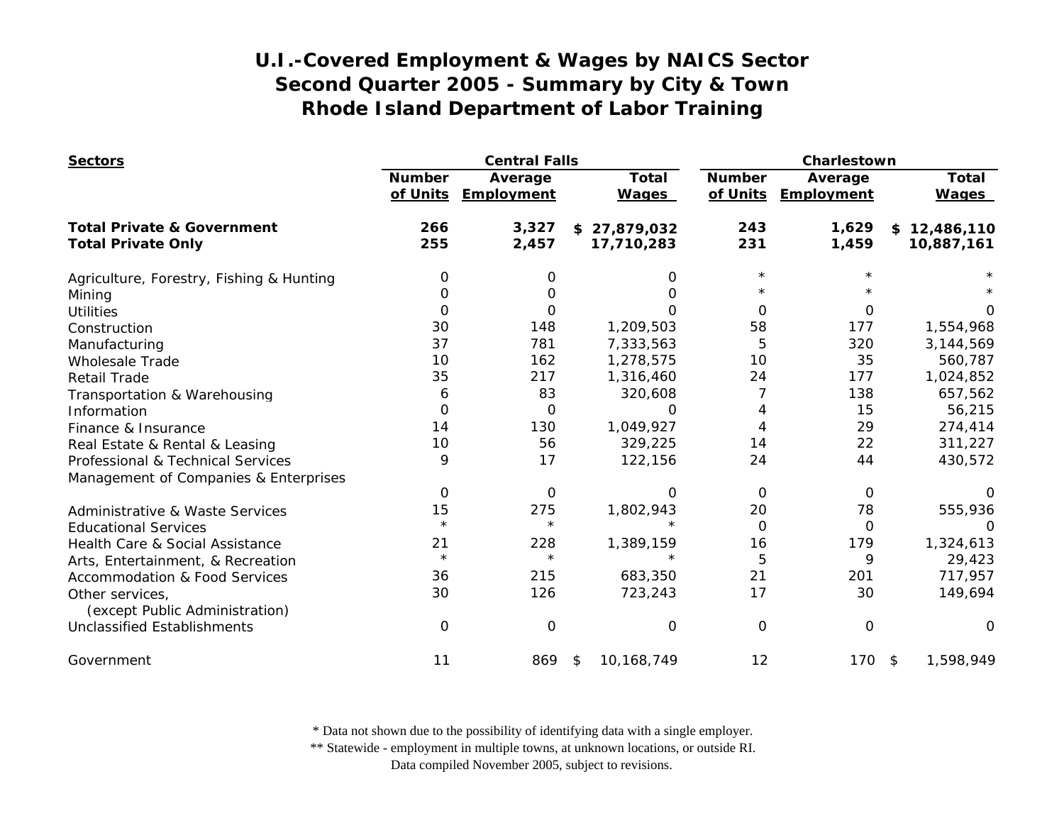# U.I.-Covered Employment & Wages by NAICS Sector
# Second Quarter 2005 - Summary by City & Town
# Rhode Island Department of Labor Training

| Sectors | Central Falls | | | Charlestown | | |
|---|---|---|---|---|---|---|
| | Number of Units | Average Employment | Total Wages | Number of Units | Average Employment | Total Wages |
| **Total Private & Government** | **266** | **3,327** | **$ 27,879,032** | **243** | **1,629** | **$ 12,486,110** |
| **Total Private Only** | **255** | **2,457** | **17,710,283** | **231** | **1,459** | **10,887,161** |
| Agriculture, Forestry, Fishing & Hunting | 0 | 0 | 0 | * | * | * |
| Mining | 0 | 0 | 0 | * | * | * |
| Utilities | 0 | 0 | 0 | 0 | 0 | 0 |
| Construction | 30 | 148 | 1,209,503 | 58 | 177 | 1,554,968 |
| Manufacturing | 37 | 781 | 7,333,563 | 5 | 320 | 3,144,569 |
| Wholesale Trade | 10 | 162 | 1,278,575 | 10 | 35 | 560,787 |
| Retail Trade | 35 | 217 | 1,316,460 | 24 | 177 | 1,024,852 |
| Transportation & Warehousing | 6 | 83 | 320,608 | 7 | 138 | 657,562 |
| Information | 0 | 0 | 0 | 4 | 15 | 56,215 |
| Finance & Insurance | 14 | 130 | 1,049,927 | 4 | 29 | 274,414 |
| Real Estate & Rental & Leasing | 10 | 56 | 329,225 | 14 | 22 | 311,227 |
| Professional & Technical Services | 9 | 17 | 122,156 | 24 | 44 | 430,572 |
| Management of Companies & Enterprises | 0 | 0 | 0 | 0 | 0 | 0 |
| Administrative & Waste Services | 15 | 275 | 1,802,943 | 20 | 78 | 555,936 |
| Educational Services | * | * | * | 0 | 0 | 0 |
| Health Care & Social Assistance | 21 | 228 | 1,389,159 | 16 | 179 | 1,324,613 |
| Arts, Entertainment, & Recreation | * | * | * | 5 | 9 | 29,423 |
| Accommodation & Food Services | 36 | 215 | 683,350 | 21 | 201 | 717,957 |
| Other services, (except Public Administration) | 30 | 126 | 723,243 | 17 | 30 | 149,694 |
| Unclassified Establishments | 0 | 0 | 0 | 0 | 0 | 0 |
| Government | 11 | 869 | $ 10,168,749 | 12 | 170 | $ 1,598,949 |

\* Data not shown due to the possibility of identifying data with a single employer.
\*\* Statewide - employment in multiple towns, at unknown locations, or outside RI.
Data compiled November 2005, subject to revisions.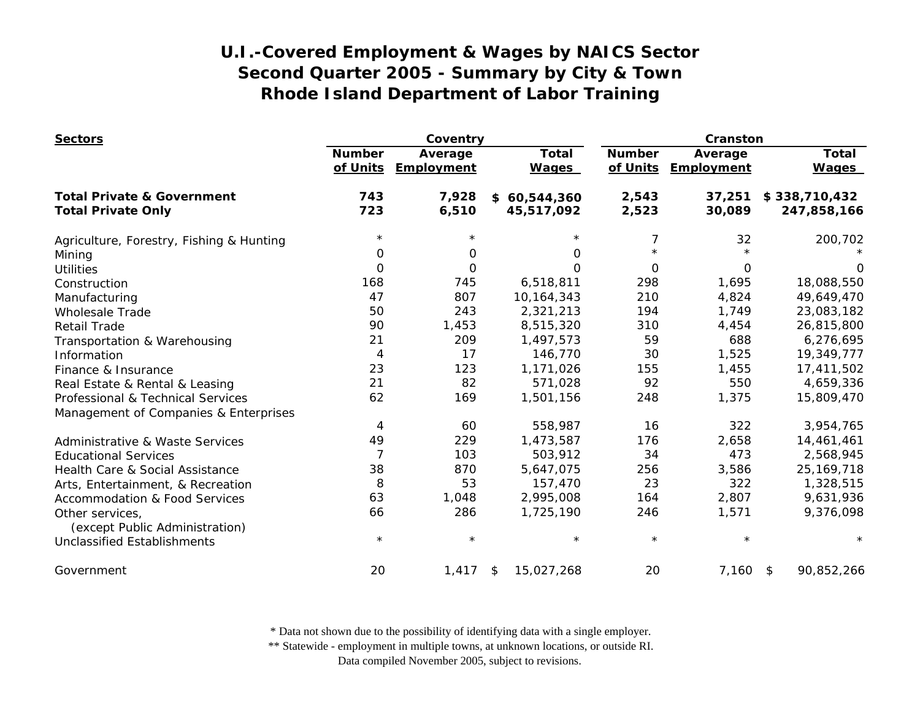# U.I.-Covered Employment & Wages by NAICS Sector
# Second Quarter 2005 - Summary by City & Town
# Rhode Island Department of Labor Training

| Sectors | Coventry | | | Cranston | | |
|---|---|---|---|---|---|---|
| | Number of Units | Average Employment | Total Wages | Number of Units | Average Employment | Total Wages |
| **Total Private & Government** | **743** | **7,928** | **$ 60,544,360** | **2,543** | **37,251** | **$ 338,710,432** |
| **Total Private Only** | **723** | **6,510** | **45,517,092** | **2,523** | **30,089** | **247,858,166** |
| Agriculture, Forestry, Fishing & Hunting | * | * | * | 7 | 32 | 200,702 |
| Mining | 0 | 0 | 0 | * | * | * |
| Utilities | 0 | 0 | 0 | 0 | 0 | 0 |
| Construction | 168 | 745 | 6,518,811 | 298 | 1,695 | 18,088,550 |
| Manufacturing | 47 | 807 | 10,164,343 | 210 | 4,824 | 49,649,470 |
| Wholesale Trade | 50 | 243 | 2,321,213 | 194 | 1,749 | 23,083,182 |
| Retail Trade | 90 | 1,453 | 8,515,320 | 310 | 4,454 | 26,815,800 |
| Transportation & Warehousing | 21 | 209 | 1,497,573 | 59 | 688 | 6,276,695 |
| Information | 4 | 17 | 146,770 | 30 | 1,525 | 19,349,777 |
| Finance & Insurance | 23 | 123 | 1,171,026 | 155 | 1,455 | 17,411,502 |
| Real Estate & Rental & Leasing | 21 | 82 | 571,028 | 92 | 550 | 4,659,336 |
| Professional & Technical Services | 62 | 169 | 1,501,156 | 248 | 1,375 | 15,809,470 |
| Management of Companies & Enterprises | 4 | 60 | 558,987 | 16 | 322 | 3,954,765 |
| Administrative & Waste Services | 49 | 229 | 1,473,587 | 176 | 2,658 | 14,461,461 |
| Educational Services | 7 | 103 | 503,912 | 34 | 473 | 2,568,945 |
| Health Care & Social Assistance | 38 | 870 | 5,647,075 | 256 | 3,586 | 25,169,718 |
| Arts, Entertainment, & Recreation | 8 | 53 | 157,470 | 23 | 322 | 1,328,515 |
| Accommodation & Food Services | 63 | 1,048 | 2,995,008 | 164 | 2,807 | 9,631,936 |
| Other services, (except Public Administration) | 66 | 286 | 1,725,190 | 246 | 1,571 | 9,376,098 |
| Unclassified Establishments | * | * | * | * | * | * |
| Government | 20 | 1,417 | $ 15,027,268 | 20 | 7,160 | $ 90,852,266 |

\* Data not shown due to the possibility of identifying data with a single employer.
\*\* Statewide - employment in multiple towns, at unknown locations, or outside RI.
Data compiled November 2005, subject to revisions.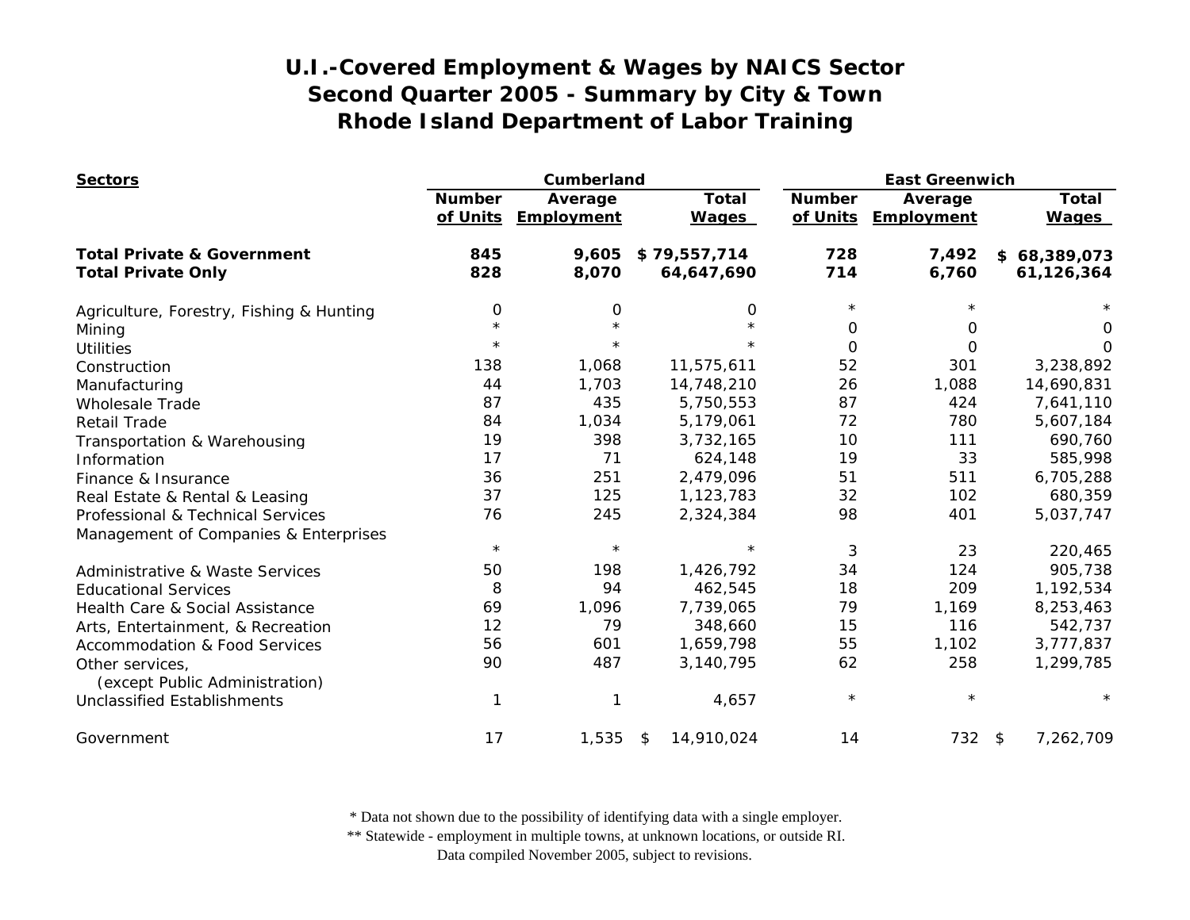# U.I.-Covered Employment & Wages by NAICS Sector
## Second Quarter 2005 - Summary by City & Town
## Rhode Island Department of Labor Training

| Sectors | Cumberland | | | East Greenwich | | |
|---|---|---|---|---|---|---|
| | Number of Units | Average Employment | Total Wages | Number of Units | Average Employment | Total Wages |
| **Total Private & Government** | **845** | **9,605** | **$ 79,557,714** | **728** | **7,492** | **$ 68,389,073** |
| **Total Private Only** | **828** | **8,070** | **64,647,690** | **714** | **6,760** | **61,126,364** |
| Agriculture, Forestry, Fishing & Hunting | 0 | 0 | 0 | * | * | * |
| Mining | * | * | * | 0 | 0 | 0 |
| Utilities | * | * | * | 0 | 0 | 0 |
| Construction | 138 | 1,068 | 11,575,611 | 52 | 301 | 3,238,892 |
| Manufacturing | 44 | 1,703 | 14,748,210 | 26 | 1,088 | 14,690,831 |
| Wholesale Trade | 87 | 435 | 5,750,553 | 87 | 424 | 7,641,110 |
| Retail Trade | 84 | 1,034 | 5,179,061 | 72 | 780 | 5,607,184 |
| Transportation & Warehousing | 19 | 398 | 3,732,165 | 10 | 111 | 690,760 |
| Information | 17 | 71 | 624,148 | 19 | 33 | 585,998 |
| Finance & Insurance | 36 | 251 | 2,479,096 | 51 | 511 | 6,705,288 |
| Real Estate & Rental & Leasing | 37 | 125 | 1,123,783 | 32 | 102 | 680,359 |
| Professional & Technical Services | 76 | 245 | 2,324,384 | 98 | 401 | 5,037,747 |
| Management of Companies & Enterprises | * | * | * | 3 | 23 | 220,465 |
| Administrative & Waste Services | 50 | 198 | 1,426,792 | 34 | 124 | 905,738 |
| Educational Services | 8 | 94 | 462,545 | 18 | 209 | 1,192,534 |
| Health Care & Social Assistance | 69 | 1,096 | 7,739,065 | 79 | 1,169 | 8,253,463 |
| Arts, Entertainment, & Recreation | 12 | 79 | 348,660 | 15 | 116 | 542,737 |
| Accommodation & Food Services | 56 | 601 | 1,659,798 | 55 | 1,102 | 3,777,837 |
| Other services, (except Public Administration) | 90 | 487 | 3,140,795 | 62 | 258 | 1,299,785 |
| Unclassified Establishments | 1 | 1 | 4,657 | * | * | * |
| Government | 17 | 1,535 | $ 14,910,024 | 14 | 732 | $ 7,262,709 |

\* Data not shown due to the possibility of identifying data with a single employer.
\** Statewide - employment in multiple towns, at unknown locations, or outside RI.
Data compiled November 2005, subject to revisions.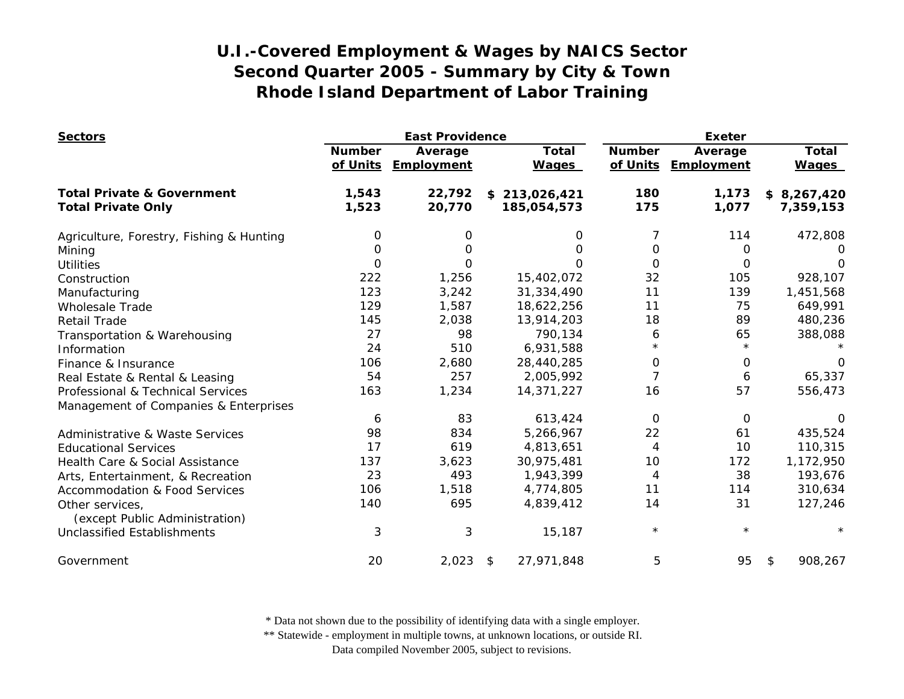## U.I.-Covered Employment & Wages by NAICS Sector
## Second Quarter 2005 - Summary by City & Town
## Rhode Island Department of Labor Training

| Sectors | East Providence | | | Exeter | | |
|---|---|---|---|---|---|---|
| | Number of Units | Average Employment | Total Wages | Number of Units | Average Employment | Total Wages |
| **Total Private & Government** | **1,543** | **22,792** | **$ 213,026,421** | **180** | **1,173** | **$ 8,267,420** |
| **Total Private Only** | **1,523** | **20,770** | **185,054,573** | **175** | **1,077** | **7,359,153** |
| Agriculture, Forestry, Fishing & Hunting | 0 | 0 | 0 | 7 | 114 | 472,808 |
| Mining | 0 | 0 | 0 | 0 | 0 | 0 |
| Utilities | 0 | 0 | 0 | 0 | 0 | 0 |
| Construction | 222 | 1,256 | 15,402,072 | 32 | 105 | 928,107 |
| Manufacturing | 123 | 3,242 | 31,334,490 | 11 | 139 | 1,451,568 |
| Wholesale Trade | 129 | 1,587 | 18,622,256 | 11 | 75 | 649,991 |
| Retail Trade | 145 | 2,038 | 13,914,203 | 18 | 89 | 480,236 |
| Transportation & Warehousing | 27 | 98 | 790,134 | 6 | 65 | 388,088 |
| Information | 24 | 510 | 6,931,588 | * | * | * |
| Finance & Insurance | 106 | 2,680 | 28,440,285 | 0 | 0 | 0 |
| Real Estate & Rental & Leasing | 54 | 257 | 2,005,992 | 7 | 6 | 65,337 |
| Professional & Technical Services | 163 | 1,234 | 14,371,227 | 16 | 57 | 556,473 |
| Management of Companies & Enterprises | 6 | 83 | 613,424 | 0 | 0 | 0 |
| Administrative & Waste Services | 98 | 834 | 5,266,967 | 22 | 61 | 435,524 |
| Educational Services | 17 | 619 | 4,813,651 | 4 | 10 | 110,315 |
| Health Care & Social Assistance | 137 | 3,623 | 30,975,481 | 10 | 172 | 1,172,950 |
| Arts, Entertainment, & Recreation | 23 | 493 | 1,943,399 | 4 | 38 | 193,676 |
| Accommodation & Food Services | 106 | 1,518 | 4,774,805 | 11 | 114 | 310,634 |
| Other services, (except Public Administration) | 140 | 695 | 4,839,412 | 14 | 31 | 127,246 |
| Unclassified Establishments | 3 | 3 | 15,187 | * | * | * |
| Government | 20 | 2,023 | $ 27,971,848 | 5 | 95 | $ 908,267 |

\* Data not shown due to the possibility of identifying data with a single employer.
\** Statewide - employment in multiple towns, at unknown locations, or outside RI.
Data compiled November 2005, subject to revisions.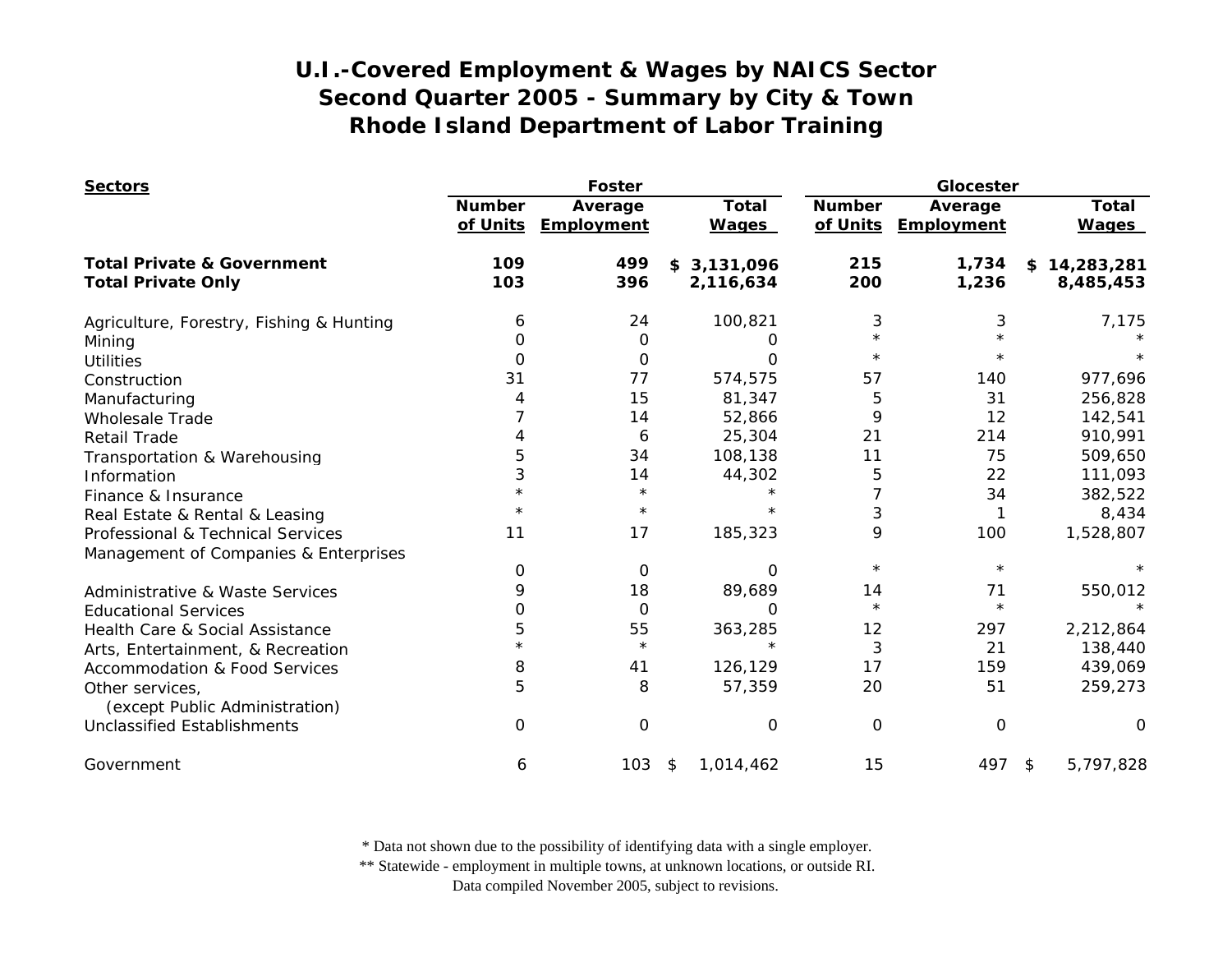# U.I.-Covered Employment & Wages by NAICS Sector
## Second Quarter 2005 - Summary by City & Town
## Rhode Island Department of Labor Training

| Sectors | Foster | | | Glocester | | |
|---|---|---|---|---|---|---|
| | Number of Units | Average Employment | Total Wages | Number of Units | Average Employment | Total Wages |
| **Total Private & Government** | **109** | **499** | **$ 3,131,096** | **215** | **1,734** | **$ 14,283,281** |
| **Total Private Only** | **103** | **396** | **2,116,634** | **200** | **1,236** | **8,485,453** |
| Agriculture, Forestry, Fishing & Hunting | 6 | 24 | 100,821 | 3 | 3 | 7,175 |
| Mining | 0 | 0 | 0 | * | * | * |
| Utilities | 0 | 0 | 0 | * | * | * |
| Construction | 31 | 77 | 574,575 | 57 | 140 | 977,696 |
| Manufacturing | 4 | 15 | 81,347 | 5 | 31 | 256,828 |
| Wholesale Trade | 7 | 14 | 52,866 | 9 | 12 | 142,541 |
| Retail Trade | 4 | 6 | 25,304 | 21 | 214 | 910,991 |
| Transportation & Warehousing | 5 | 34 | 108,138 | 11 | 75 | 509,650 |
| Information | 3 | 14 | 44,302 | 5 | 22 | 111,093 |
| Finance & Insurance | * | * | * | 7 | 34 | 382,522 |
| Real Estate & Rental & Leasing | * | * | * | 3 | 1 | 8,434 |
| Professional & Technical Services | 11 | 17 | 185,323 | 9 | 100 | 1,528,807 |
| Management of Companies & Enterprises | 0 | 0 | 0 | * | * | * |
| Administrative & Waste Services | 9 | 18 | 89,689 | 14 | 71 | 550,012 |
| Educational Services | 0 | 0 | 0 | * | * | * |
| Health Care & Social Assistance | 5 | 55 | 363,285 | 12 | 297 | 2,212,864 |
| Arts, Entertainment, & Recreation | * | * | * | 3 | 21 | 138,440 |
| Accommodation & Food Services | 8 | 41 | 126,129 | 17 | 159 | 439,069 |
| Other services, (except Public Administration) | 5 | 8 | 57,359 | 20 | 51 | 259,273 |
| Unclassified Establishments | 0 | 0 | 0 | 0 | 0 | 0 |
| Government | 6 | 103 | $ 1,014,462 | 15 | 497 | $ 5,797,828 |

\* Data not shown due to the possibility of identifying data with a single employer.
\*\* Statewide - employment in multiple towns, at unknown locations, or outside RI.
Data compiled November 2005, subject to revisions.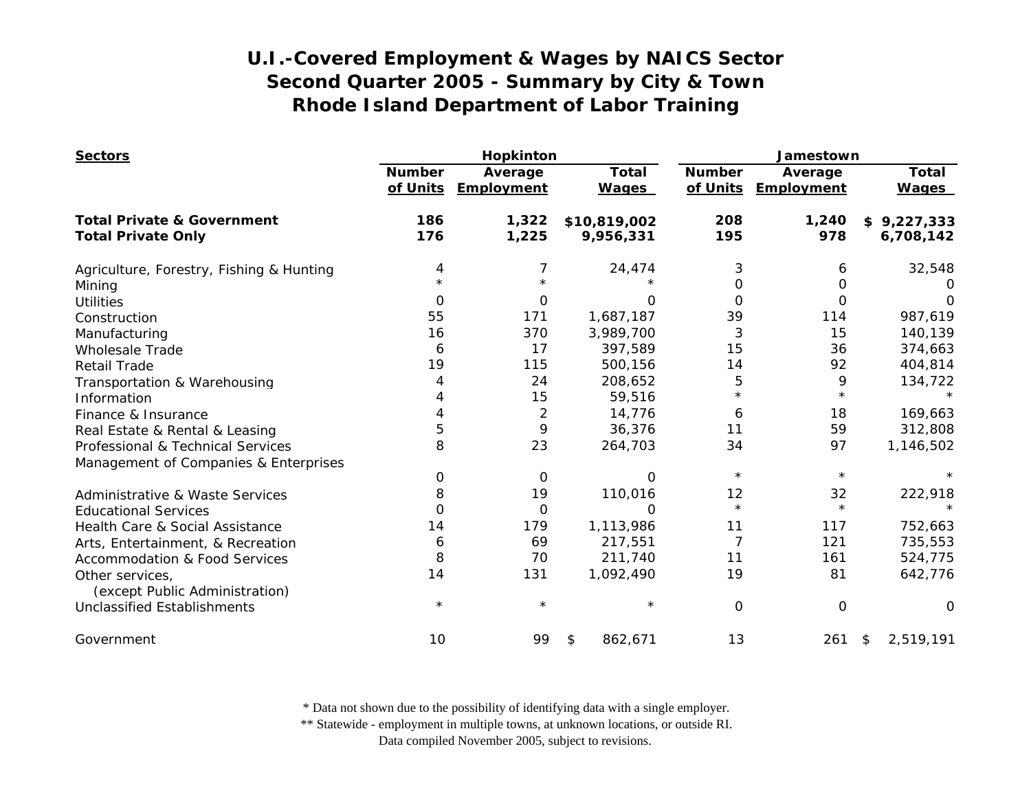# U.I.-Covered Employment & Wages by NAICS Sector
## Second Quarter 2005 - Summary by City & Town
## Rhode Island Department of Labor Training

| Sectors | Hopkinton | | | Jamestown | | |
|---|---|---|---|---|---|---|
| | Number of Units | Average Employment | Total Wages | Number of Units | Average Employment | Total Wages |
| **Total Private & Government** | **186** | **1,322** | **$10,819,002** | **208** | **1,240** | **$ 9,227,333** |
| **Total Private Only** | **176** | **1,225** | **9,956,331** | **195** | **978** | **6,708,142** |
| Agriculture, Forestry, Fishing & Hunting | 4 | 7 | 24,474 | 3 | 6 | 32,548 |
| Mining | * | * | * | 0 | 0 | 0 |
| Utilities | 0 | 0 | 0 | 0 | 0 | 0 |
| Construction | 55 | 171 | 1,687,187 | 39 | 114 | 987,619 |
| Manufacturing | 16 | 370 | 3,989,700 | 3 | 15 | 140,139 |
| Wholesale Trade | 6 | 17 | 397,589 | 15 | 36 | 374,663 |
| Retail Trade | 19 | 115 | 500,156 | 14 | 92 | 404,814 |
| Transportation & Warehousing | 4 | 24 | 208,652 | 5 | 9 | 134,722 |
| Information | 4 | 15 | 59,516 | * | * | * |
| Finance & Insurance | 4 | 2 | 14,776 | 6 | 18 | 169,663 |
| Real Estate & Rental & Leasing | 5 | 9 | 36,376 | 11 | 59 | 312,808 |
| Professional & Technical Services | 8 | 23 | 264,703 | 34 | 97 | 1,146,502 |
| Management of Companies & Enterprises | 0 | 0 | 0 | * | * | * |
| Administrative & Waste Services | 8 | 19 | 110,016 | 12 | 32 | 222,918 |
| Educational Services | 0 | 0 | 0 | * | * | * |
| Health Care & Social Assistance | 14 | 179 | 1,113,986 | 11 | 117 | 752,663 |
| Arts, Entertainment, & Recreation | 6 | 69 | 217,551 | 7 | 121 | 735,553 |
| Accommodation & Food Services | 8 | 70 | 211,740 | 11 | 161 | 524,775 |
| Other services, (except Public Administration) | 14 | 131 | 1,092,490 | 19 | 81 | 642,776 |
| Unclassified Establishments | * | * | * | 0 | 0 | 0 |
| Government | 10 | 99 | $ 862,671 | 13 | 261 | $ 2,519,191 |

\* Data not shown due to the possibility of identifying data with a single employer.
\*\* Statewide - employment in multiple towns, at unknown locations, or outside RI.
Data compiled November 2005, subject to revisions.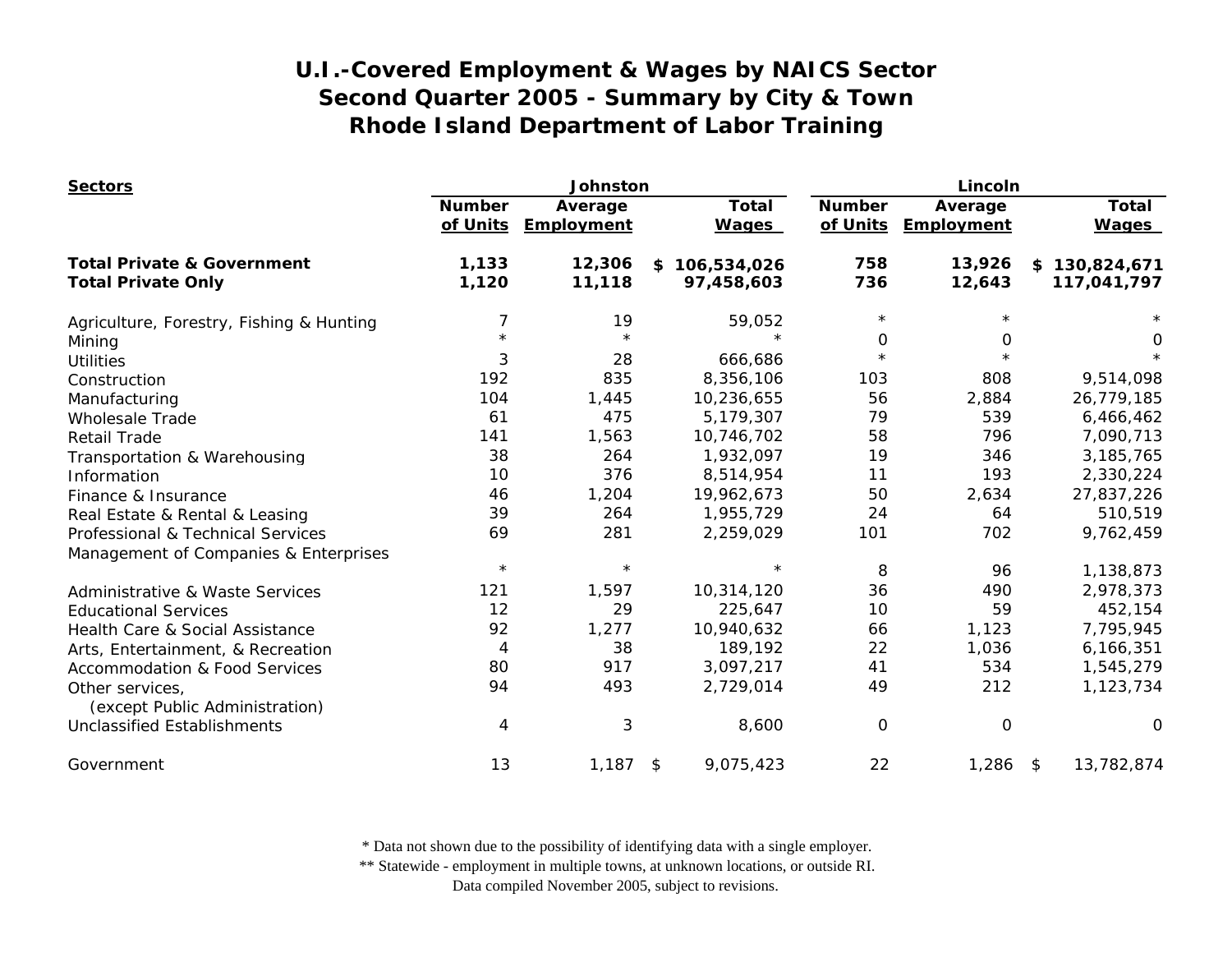# U.I.-Covered Employment & Wages by NAICS Sector
## Second Quarter 2005 - Summary by City & Town
## Rhode Island Department of Labor Training

| Sectors | Johnston | | | Lincoln | | |
|---|---|---|---|---|---|---|
| | Number of Units | Average Employment | Total Wages | Number of Units | Average Employment | Total Wages |
| **Total Private & Government** | **1,133** | **12,306** | **$ 106,534,026** | **758** | **13,926** | **$ 130,824,671** |
| **Total Private Only** | **1,120** | **11,118** | **97,458,603** | **736** | **12,643** | **117,041,797** |
| Agriculture, Forestry, Fishing & Hunting | 7 | 19 | 59,052 | * | * | * |
| Mining | * | * | * | 0 | 0 | 0 |
| Utilities | 3 | 28 | 666,686 | * | * | * |
| Construction | 192 | 835 | 8,356,106 | 103 | 808 | 9,514,098 |
| Manufacturing | 104 | 1,445 | 10,236,655 | 56 | 2,884 | 26,779,185 |
| Wholesale Trade | 61 | 475 | 5,179,307 | 79 | 539 | 6,466,462 |
| Retail Trade | 141 | 1,563 | 10,746,702 | 58 | 796 | 7,090,713 |
| Transportation & Warehousing | 38 | 264 | 1,932,097 | 19 | 346 | 3,185,765 |
| Information | 10 | 376 | 8,514,954 | 11 | 193 | 2,330,224 |
| Finance & Insurance | 46 | 1,204 | 19,962,673 | 50 | 2,634 | 27,837,226 |
| Real Estate & Rental & Leasing | 39 | 264 | 1,955,729 | 24 | 64 | 510,519 |
| Professional & Technical Services | 69 | 281 | 2,259,029 | 101 | 702 | 9,762,459 |
| Management of Companies & Enterprises | * | * | * | 8 | 96 | 1,138,873 |
| Administrative & Waste Services | 121 | 1,597 | 10,314,120 | 36 | 490 | 2,978,373 |
| Educational Services | 12 | 29 | 225,647 | 10 | 59 | 452,154 |
| Health Care & Social Assistance | 92 | 1,277 | 10,940,632 | 66 | 1,123 | 7,795,945 |
| Arts, Entertainment, & Recreation | 4 | 38 | 189,192 | 22 | 1,036 | 6,166,351 |
| Accommodation & Food Services | 80 | 917 | 3,097,217 | 41 | 534 | 1,545,279 |
| Other services, (except Public Administration) | 94 | 493 | 2,729,014 | 49 | 212 | 1,123,734 |
| Unclassified Establishments | 4 | 3 | 8,600 | 0 | 0 | 0 |
| Government | 13 | 1,187 | $ 9,075,423 | 22 | 1,286 | $ 13,782,874 |

\* Data not shown due to the possibility of identifying data with a single employer.
\*\* Statewide - employment in multiple towns, at unknown locations, or outside RI.
Data compiled November 2005, subject to revisions.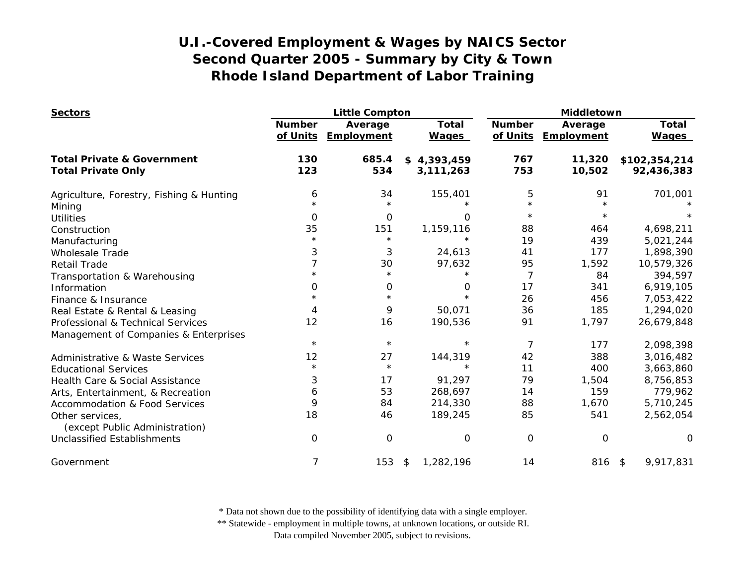# U.I.-Covered Employment & Wages by NAICS Sector
## Second Quarter 2005 - Summary by City & Town
## Rhode Island Department of Labor Training

| Sectors | Little Compton | | | Middletown | | |
|---|---|---|---|---|---|---|
| | Number of Units | Average Employment | Total Wages | Number of Units | Average Employment | Total Wages |
| **Total Private & Government** | **130** | **685.4** | **$ 4,393,459** | **767** | **11,320** | **$102,354,214** |
| **Total Private Only** | **123** | **534** | **3,111,263** | **753** | **10,502** | **92,436,383** |
| Agriculture, Forestry, Fishing & Hunting | 6 | 34 | 155,401 | 5 | 91 | 701,001 |
| Mining | * | * | * | * | * | * |
| Utilities | 0 | 0 | 0 | * | * | * |
| Construction | 35 | 151 | 1,159,116 | 88 | 464 | 4,698,211 |
| Manufacturing | * | * | * | 19 | 439 | 5,021,244 |
| Wholesale Trade | 3 | 3 | 24,613 | 41 | 177 | 1,898,390 |
| Retail Trade | 7 | 30 | 97,632 | 95 | 1,592 | 10,579,326 |
| Transportation & Warehousing | * | * | * | 7 | 84 | 394,597 |
| Information | 0 | 0 | 0 | 17 | 341 | 6,919,105 |
| Finance & Insurance | * | * | * | 26 | 456 | 7,053,422 |
| Real Estate & Rental & Leasing | 4 | 9 | 50,071 | 36 | 185 | 1,294,020 |
| Professional & Technical Services | 12 | 16 | 190,536 | 91 | 1,797 | 26,679,848 |
| Management of Companies & Enterprises | * | * | * | 7 | 177 | 2,098,398 |
| Administrative & Waste Services | 12 | 27 | 144,319 | 42 | 388 | 3,016,482 |
| Educational Services | * | * | * | 11 | 400 | 3,663,860 |
| Health Care & Social Assistance | 3 | 17 | 91,297 | 79 | 1,504 | 8,756,853 |
| Arts, Entertainment, & Recreation | 6 | 53 | 268,697 | 14 | 159 | 779,962 |
| Accommodation & Food Services | 9 | 84 | 214,330 | 88 | 1,670 | 5,710,245 |
| Other services, (except Public Administration) | 18 | 46 | 189,245 | 85 | 541 | 2,562,054 |
| Unclassified Establishments | 0 | 0 | 0 | 0 | 0 | 0 |
| Government | 7 | 153 | $ 1,282,196 | 14 | 816 | $ 9,917,831 |

* Data not shown due to the possibility of identifying data with a single employer.
** Statewide - employment in multiple towns, at unknown locations, or outside RI.
Data compiled November 2005, subject to revisions.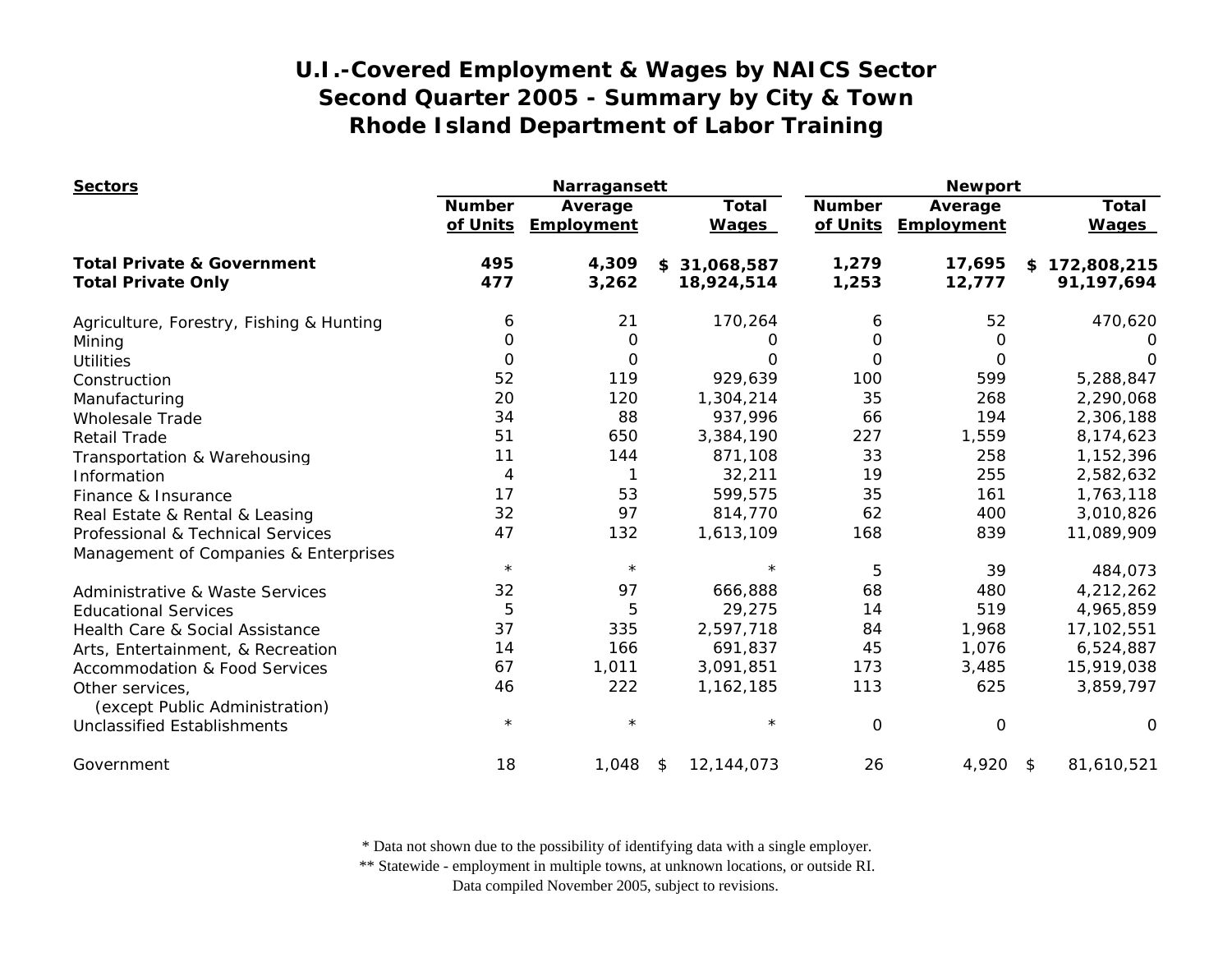# U.I.-Covered Employment & Wages by NAICS Sector
## Second Quarter 2005 - Summary by City & Town
## Rhode Island Department of Labor Training

| Sectors | Narragansett | | | Newport | | |
|---|---|---|---|---|---|---|
| | Number of Units | Average Employment | Total Wages | Number of Units | Average Employment | Total Wages |
| **Total Private & Government** | **495** | **4,309** | **$ 31,068,587** | **1,279** | **17,695** | **$ 172,808,215** |
| **Total Private Only** | **477** | **3,262** | **18,924,514** | **1,253** | **12,777** | **91,197,694** |
| Agriculture, Forestry, Fishing & Hunting | 6 | 21 | 170,264 | 6 | 52 | 470,620 |
| Mining | 0 | 0 | 0 | 0 | 0 | 0 |
| Utilities | 0 | 0 | 0 | 0 | 0 | 0 |
| Construction | 52 | 119 | 929,639 | 100 | 599 | 5,288,847 |
| Manufacturing | 20 | 120 | 1,304,214 | 35 | 268 | 2,290,068 |
| Wholesale Trade | 34 | 88 | 937,996 | 66 | 194 | 2,306,188 |
| Retail Trade | 51 | 650 | 3,384,190 | 227 | 1,559 | 8,174,623 |
| Transportation & Warehousing | 11 | 144 | 871,108 | 33 | 258 | 1,152,396 |
| Information | 4 | 1 | 32,211 | 19 | 255 | 2,582,632 |
| Finance & Insurance | 17 | 53 | 599,575 | 35 | 161 | 1,763,118 |
| Real Estate & Rental & Leasing | 32 | 97 | 814,770 | 62 | 400 | 3,010,826 |
| Professional & Technical Services | 47 | 132 | 1,613,109 | 168 | 839 | 11,089,909 |
| Management of Companies & Enterprises | * | * | * | 5 | 39 | 484,073 |
| Administrative & Waste Services | 32 | 97 | 666,888 | 68 | 480 | 4,212,262 |
| Educational Services | 5 | 5 | 29,275 | 14 | 519 | 4,965,859 |
| Health Care & Social Assistance | 37 | 335 | 2,597,718 | 84 | 1,968 | 17,102,551 |
| Arts, Entertainment, & Recreation | 14 | 166 | 691,837 | 45 | 1,076 | 6,524,887 |
| Accommodation & Food Services | 67 | 1,011 | 3,091,851 | 173 | 3,485 | 15,919,038 |
| Other services, (except Public Administration) | 46 | 222 | 1,162,185 | 113 | 625 | 3,859,797 |
| Unclassified Establishments | * | * | * | 0 | 0 | 0 |
| Government | 18 | 1,048 | $ 12,144,073 | 26 | 4,920 | $ 81,610,521 |

\* Data not shown due to the possibility of identifying data with a single employer.

\*\* Statewide - employment in multiple towns, at unknown locations, or outside RI.

Data compiled November 2005, subject to revisions.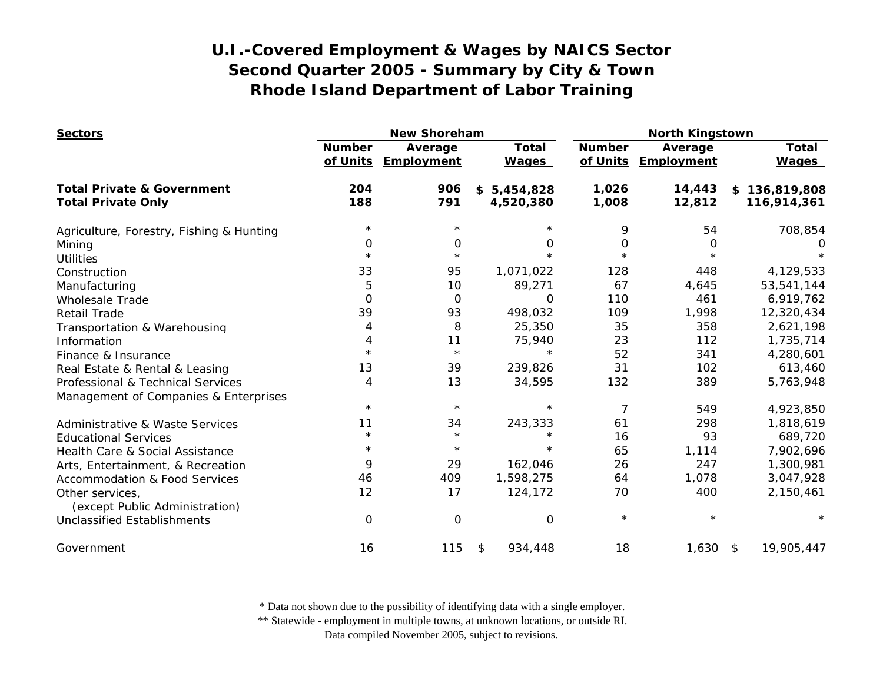# U.I.-Covered Employment & Wages by NAICS Sector
## Second Quarter 2005 - Summary by City & Town
## Rhode Island Department of Labor Training

| Sectors | New Shoreham | | | North Kingstown | | |
|---|---|---|---|---|---|---|
| | Number of Units | Average Employment | Total Wages | Number of Units | Average Employment | Total Wages |
| **Total Private & Government** | **204** | **906** | **$ 5,454,828** | **1,026** | **14,443** | **$ 136,819,808** |
| **Total Private Only** | **188** | **791** | **4,520,380** | **1,008** | **12,812** | **116,914,361** |
| Agriculture, Forestry, Fishing & Hunting | * | * | * | 9 | 54 | 708,854 |
| Mining | 0 | 0 | 0 | 0 | 0 | 0 |
| Utilities | * | * | * | * | * | * |
| Construction | 33 | 95 | 1,071,022 | 128 | 448 | 4,129,533 |
| Manufacturing | 5 | 10 | 89,271 | 67 | 4,645 | 53,541,144 |
| Wholesale Trade | 0 | 0 | 0 | 110 | 461 | 6,919,762 |
| Retail Trade | 39 | 93 | 498,032 | 109 | 1,998 | 12,320,434 |
| Transportation & Warehousing | 4 | 8 | 25,350 | 35 | 358 | 2,621,198 |
| Information | 4 | 11 | 75,940 | 23 | 112 | 1,735,714 |
| Finance & Insurance | * | * | * | 52 | 341 | 4,280,601 |
| Real Estate & Rental & Leasing | 13 | 39 | 239,826 | 31 | 102 | 613,460 |
| Professional & Technical Services | 4 | 13 | 34,595 | 132 | 389 | 5,763,948 |
| Management of Companies & Enterprises | * | * | * | 7 | 549 | 4,923,850 |
| Administrative & Waste Services | 11 | 34 | 243,333 | 61 | 298 | 1,818,619 |
| Educational Services | * | * | * | 16 | 93 | 689,720 |
| Health Care & Social Assistance | * | * | * | 65 | 1,114 | 7,902,696 |
| Arts, Entertainment, & Recreation | 9 | 29 | 162,046 | 26 | 247 | 1,300,981 |
| Accommodation & Food Services | 46 | 409 | 1,598,275 | 64 | 1,078 | 3,047,928 |
| Other services, (except Public Administration) | 12 | 17 | 124,172 | 70 | 400 | 2,150,461 |
| Unclassified Establishments | 0 | 0 | 0 | * | * | * |
| Government | 16 | 115 | $ 934,448 | 18 | 1,630 | $ 19,905,447 |

\* Data not shown due to the possibility of identifying data with a single employer.
\*\* Statewide - employment in multiple towns, at unknown locations, or outside RI.
Data compiled November 2005, subject to revisions.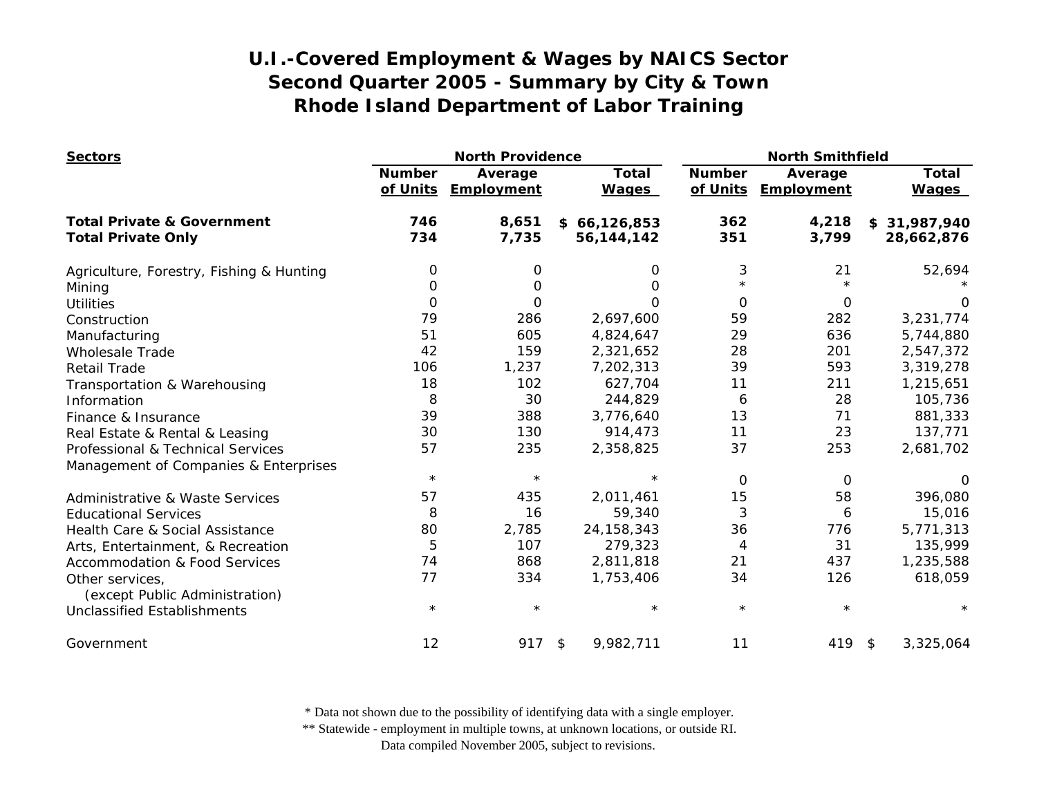# U.I.-Covered Employment & Wages by NAICS Sector
## Second Quarter 2005 - Summary by City & Town
## Rhode Island Department of Labor Training

| Sectors | North Providence | | | North Smithfield | | |
|---|---|---|---|---|---|---|
| | Number of Units | Average Employment | Total Wages | Number of Units | Average Employment | Total Wages |
| **Total Private & Government** | **746** | **8,651** | **$ 66,126,853** | **362** | **4,218** | **$ 31,987,940** |
| **Total Private Only** | **734** | **7,735** | **56,144,142** | **351** | **3,799** | **28,662,876** |
| Agriculture, Forestry, Fishing & Hunting | 0 | 0 | 0 | 3 | 21 | 52,694 |
| Mining | 0 | 0 | 0 | * | * | * |
| Utilities | 0 | 0 | 0 | 0 | 0 | 0 |
| Construction | 79 | 286 | 2,697,600 | 59 | 282 | 3,231,774 |
| Manufacturing | 51 | 605 | 4,824,647 | 29 | 636 | 5,744,880 |
| Wholesale Trade | 42 | 159 | 2,321,652 | 28 | 201 | 2,547,372 |
| Retail Trade | 106 | 1,237 | 7,202,313 | 39 | 593 | 3,319,278 |
| Transportation & Warehousing | 18 | 102 | 627,704 | 11 | 211 | 1,215,651 |
| Information | 8 | 30 | 244,829 | 6 | 28 | 105,736 |
| Finance & Insurance | 39 | 388 | 3,776,640 | 13 | 71 | 881,333 |
| Real Estate & Rental & Leasing | 30 | 130 | 914,473 | 11 | 23 | 137,771 |
| Professional & Technical Services | 57 | 235 | 2,358,825 | 37 | 253 | 2,681,702 |
| Management of Companies & Enterprises | * | * | * | 0 | 0 | 0 |
| Administrative & Waste Services | 57 | 435 | 2,011,461 | 15 | 58 | 396,080 |
| Educational Services | 8 | 16 | 59,340 | 3 | 6 | 15,016 |
| Health Care & Social Assistance | 80 | 2,785 | 24,158,343 | 36 | 776 | 5,771,313 |
| Arts, Entertainment, & Recreation | 5 | 107 | 279,323 | 4 | 31 | 135,999 |
| Accommodation & Food Services | 74 | 868 | 2,811,818 | 21 | 437 | 1,235,588 |
| Other services, (except Public Administration) | 77 | 334 | 1,753,406 | 34 | 126 | 618,059 |
| Unclassified Establishments | * | * | * | * | * | * |
| Government | 12 | 917 | $ 9,982,711 | 11 | 419 | $ 3,325,064 |

* Data not shown due to the possibility of identifying data with a single employer.
** Statewide - employment in multiple towns, at unknown locations, or outside RI.
Data compiled November 2005, subject to revisions.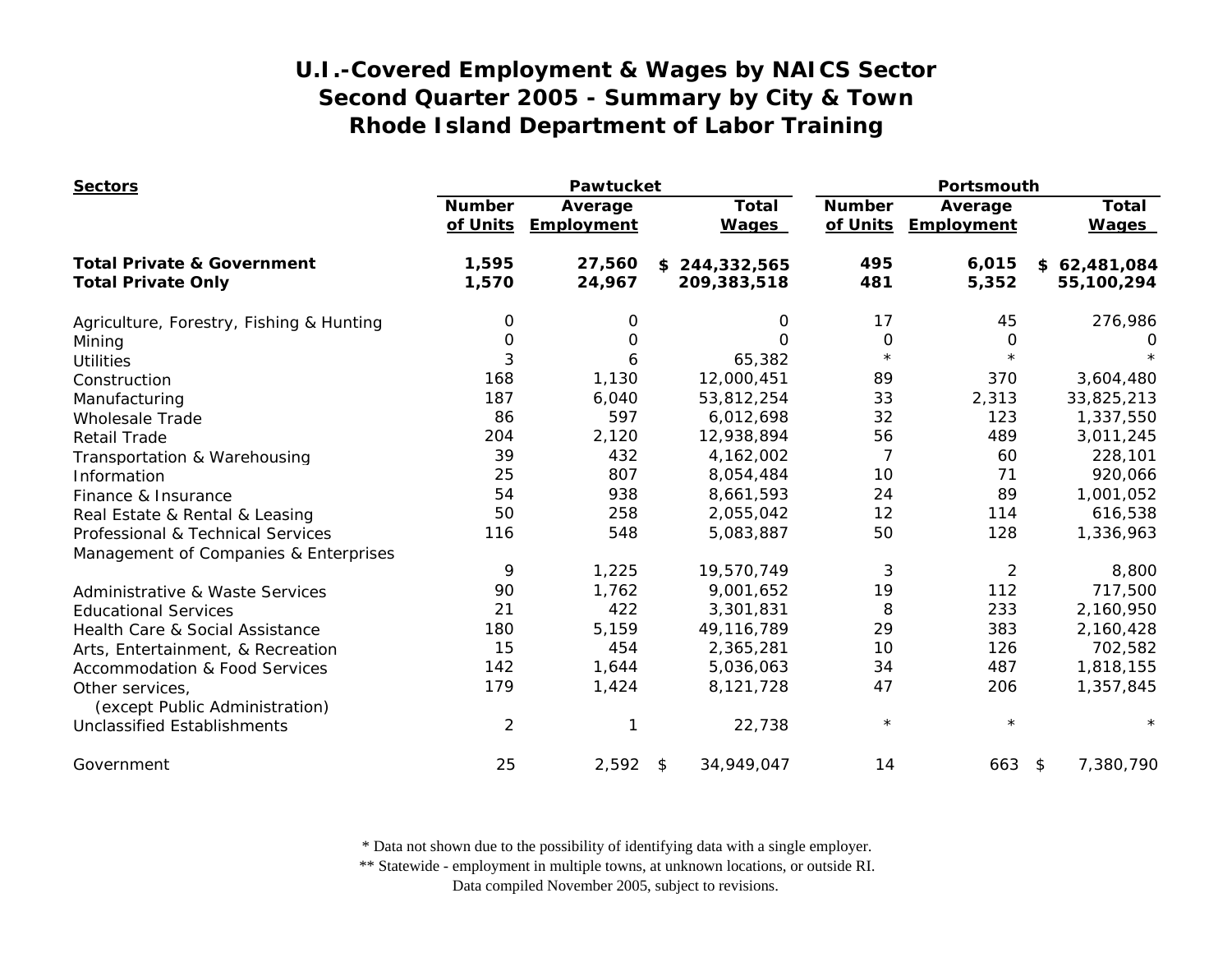# U.I.-Covered Employment & Wages by NAICS Sector
# Second Quarter 2005 - Summary by City & Town
# Rhode Island Department of Labor Training

| Sectors | Pawtucket | | | Portsmouth | | |
|---|---|---|---|---|---|---|
| | Number of Units | Average Employment | Total Wages | Number of Units | Average Employment | Total Wages |
| **Total Private & Government** | **1,595** | **27,560** | **$ 244,332,565** | **495** | **6,015** | **$ 62,481,084** |
| **Total Private Only** | **1,570** | **24,967** | **209,383,518** | **481** | **5,352** | **55,100,294** |
| Agriculture, Forestry, Fishing & Hunting | 0 | 0 | 0 | 17 | 45 | 276,986 |
| Mining | 0 | 0 | 0 | 0 | 0 | 0 |
| Utilities | 3 | 6 | 65,382 | * | * | * |
| Construction | 168 | 1,130 | 12,000,451 | 89 | 370 | 3,604,480 |
| Manufacturing | 187 | 6,040 | 53,812,254 | 33 | 2,313 | 33,825,213 |
| Wholesale Trade | 86 | 597 | 6,012,698 | 32 | 123 | 1,337,550 |
| Retail Trade | 204 | 2,120 | 12,938,894 | 56 | 489 | 3,011,245 |
| Transportation & Warehousing | 39 | 432 | 4,162,002 | 7 | 60 | 228,101 |
| Information | 25 | 807 | 8,054,484 | 10 | 71 | 920,066 |
| Finance & Insurance | 54 | 938 | 8,661,593 | 24 | 89 | 1,001,052 |
| Real Estate & Rental & Leasing | 50 | 258 | 2,055,042 | 12 | 114 | 616,538 |
| Professional & Technical Services | 116 | 548 | 5,083,887 | 50 | 128 | 1,336,963 |
| Management of Companies & Enterprises | 9 | 1,225 | 19,570,749 | 3 | 2 | 8,800 |
| Administrative & Waste Services | 90 | 1,762 | 9,001,652 | 19 | 112 | 717,500 |
| Educational Services | 21 | 422 | 3,301,831 | 8 | 233 | 2,160,950 |
| Health Care & Social Assistance | 180 | 5,159 | 49,116,789 | 29 | 383 | 2,160,428 |
| Arts, Entertainment, & Recreation | 15 | 454 | 2,365,281 | 10 | 126 | 702,582 |
| Accommodation & Food Services | 142 | 1,644 | 5,036,063 | 34 | 487 | 1,818,155 |
| Other services, (except Public Administration) | 179 | 1,424 | 8,121,728 | 47 | 206 | 1,357,845 |
| Unclassified Establishments | 2 | 1 | 22,738 | * | * | * |
| Government | 25 | 2,592 | $ 34,949,047 | 14 | 663 | $ 7,380,790 |

\* Data not shown due to the possibility of identifying data with a single employer.
\*\* Statewide - employment in multiple towns, at unknown locations, or outside RI.
Data compiled November 2005, subject to revisions.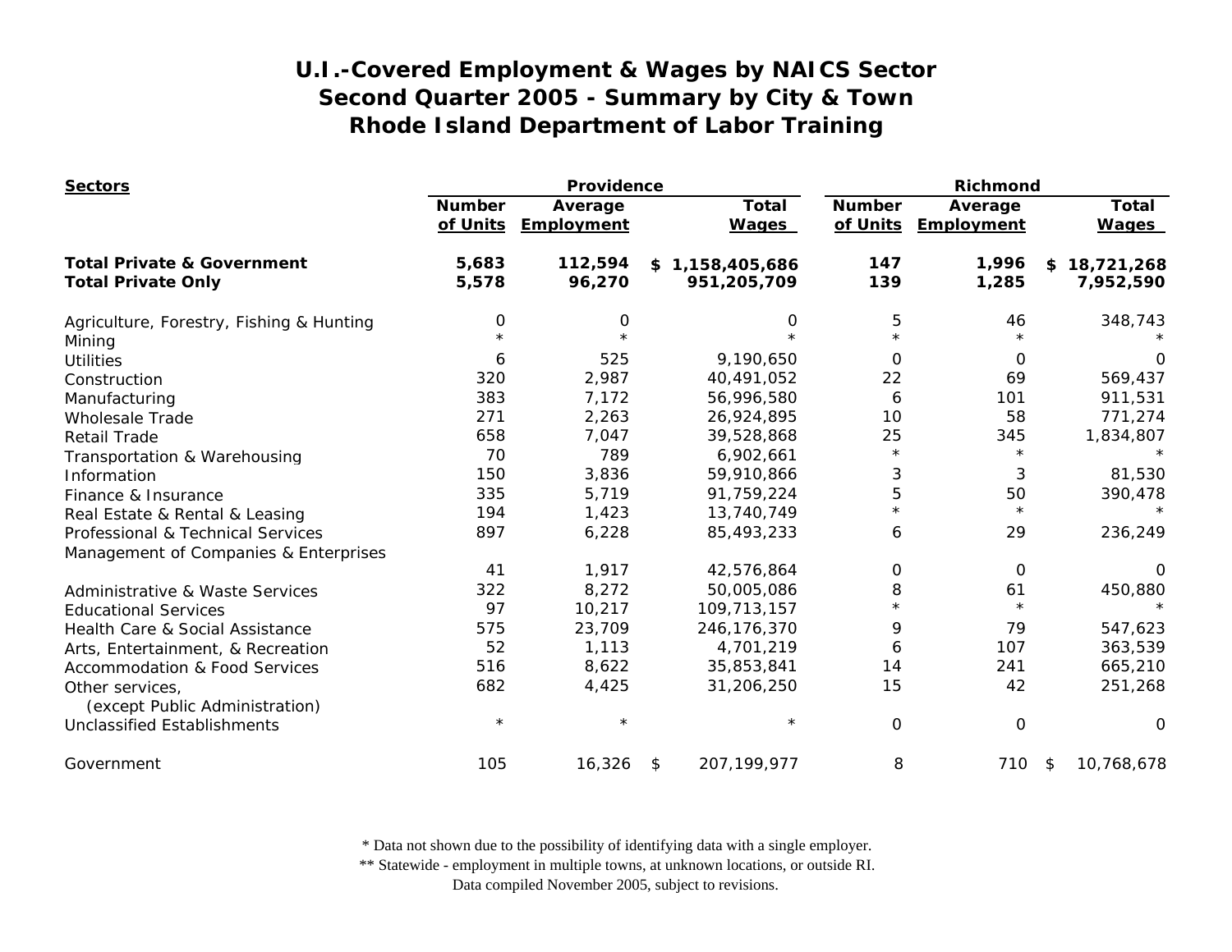# U.I.-Covered Employment & Wages by NAICS Sector
## Second Quarter 2005 - Summary by City & Town
## Rhode Island Department of Labor Training

| Sectors | Providence | | | Richmond | | |
|---|---|---|---|---|---|---|
| | Number of Units | Average Employment | Total Wages | Number of Units | Average Employment | Total Wages |
| **Total Private & Government** | **5,683** | **112,594** | **$ 1,158,405,686** | **147** | **1,996** | **$ 18,721,268** |
| **Total Private Only** | **5,578** | **96,270** | **951,205,709** | **139** | **1,285** | **7,952,590** |
| Agriculture, Forestry, Fishing & Hunting | 0 | 0 | 0 | 5 | 46 | 348,743 |
| Mining | * | * | * | * | * | * |
| Utilities | 6 | 525 | 9,190,650 | 0 | 0 | 0 |
| Construction | 320 | 2,987 | 40,491,052 | 22 | 69 | 569,437 |
| Manufacturing | 383 | 7,172 | 56,996,580 | 6 | 101 | 911,531 |
| Wholesale Trade | 271 | 2,263 | 26,924,895 | 10 | 58 | 771,274 |
| Retail Trade | 658 | 7,047 | 39,528,868 | 25 | 345 | 1,834,807 |
| Transportation & Warehousing | 70 | 789 | 6,902,661 | * | * | * |
| Information | 150 | 3,836 | 59,910,866 | 3 | 3 | 81,530 |
| Finance & Insurance | 335 | 5,719 | 91,759,224 | 5 | 50 | 390,478 |
| Real Estate & Rental & Leasing | 194 | 1,423 | 13,740,749 | * | * | * |
| Professional & Technical Services | 897 | 6,228 | 85,493,233 | 6 | 29 | 236,249 |
| Management of Companies & Enterprises | 41 | 1,917 | 42,576,864 | 0 | 0 | 0 |
| Administrative & Waste Services | 322 | 8,272 | 50,005,086 | 8 | 61 | 450,880 |
| Educational Services | 97 | 10,217 | 109,713,157 | * | * | * |
| Health Care & Social Assistance | 575 | 23,709 | 246,176,370 | 9 | 79 | 547,623 |
| Arts, Entertainment, & Recreation | 52 | 1,113 | 4,701,219 | 6 | 107 | 363,539 |
| Accommodation & Food Services | 516 | 8,622 | 35,853,841 | 14 | 241 | 665,210 |
| Other services, (except Public Administration) | 682 | 4,425 | 31,206,250 | 15 | 42 | 251,268 |
| Unclassified Establishments | * | * | * | 0 | 0 | 0 |
| Government | 105 | 16,326 | $ 207,199,977 | 8 | 710 | $ 10,768,678 |

\* Data not shown due to the possibility of identifying data with a single employer.
** Statewide - employment in multiple towns, at unknown locations, or outside RI.
Data compiled November 2005, subject to revisions.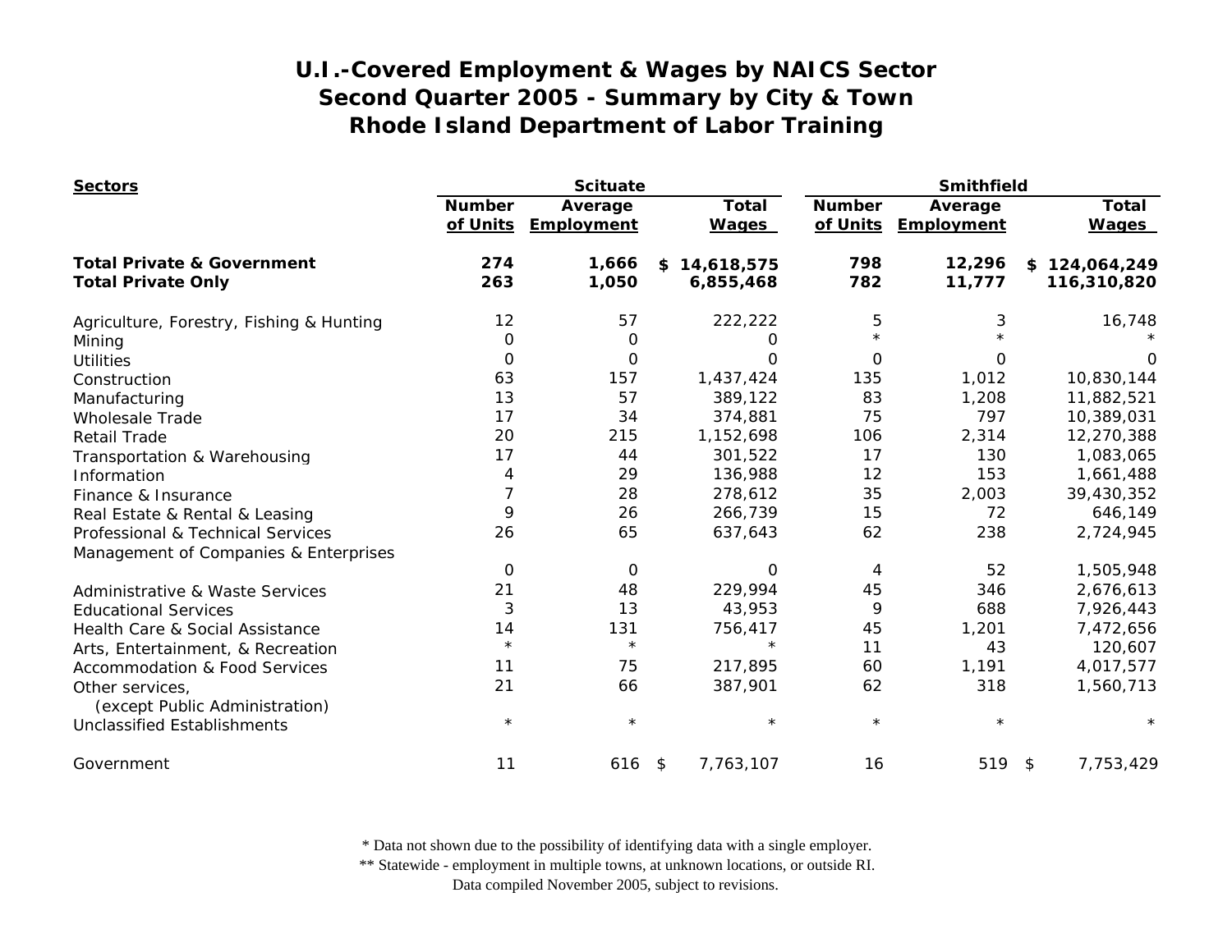# U.I.-Covered Employment & Wages by NAICS Sector
# Second Quarter 2005 - Summary by City & Town
# Rhode Island Department of Labor Training

| Sectors | Scituate | | | Smithfield | | |
|---|---|---|---|---|---|---|
| | Number of Units | Average Employment | Total Wages | Number of Units | Average Employment | Total Wages |
| **Total Private & Government** | **274** | **1,666** | **$ 14,618,575** | **798** | **12,296** | **$ 124,064,249** |
| **Total Private Only** | **263** | **1,050** | **6,855,468** | **782** | **11,777** | **116,310,820** |
| Agriculture, Forestry, Fishing & Hunting | 12 | 57 | 222,222 | 5 | 3 | 16,748 |
| Mining | 0 | 0 | 0 | * | * | * |
| Utilities | 0 | 0 | 0 | 0 | 0 | 0 |
| Construction | 63 | 157 | 1,437,424 | 135 | 1,012 | 10,830,144 |
| Manufacturing | 13 | 57 | 389,122 | 83 | 1,208 | 11,882,521 |
| Wholesale Trade | 17 | 34 | 374,881 | 75 | 797 | 10,389,031 |
| Retail Trade | 20 | 215 | 1,152,698 | 106 | 2,314 | 12,270,388 |
| Transportation & Warehousing | 17 | 44 | 301,522 | 17 | 130 | 1,083,065 |
| Information | 4 | 29 | 136,988 | 12 | 153 | 1,661,488 |
| Finance & Insurance | 7 | 28 | 278,612 | 35 | 2,003 | 39,430,352 |
| Real Estate & Rental & Leasing | 9 | 26 | 266,739 | 15 | 72 | 646,149 |
| Professional & Technical Services | 26 | 65 | 637,643 | 62 | 238 | 2,724,945 |
| Management of Companies & Enterprises | 0 | 0 | 0 | 4 | 52 | 1,505,948 |
| Administrative & Waste Services | 21 | 48 | 229,994 | 45 | 346 | 2,676,613 |
| Educational Services | 3 | 13 | 43,953 | 9 | 688 | 7,926,443 |
| Health Care & Social Assistance | 14 | 131 | 756,417 | 45 | 1,201 | 7,472,656 |
| Arts, Entertainment, & Recreation | * | * | * | 11 | 43 | 120,607 |
| Accommodation & Food Services | 11 | 75 | 217,895 | 60 | 1,191 | 4,017,577 |
| Other services, (except Public Administration) | 21 | 66 | 387,901 | 62 | 318 | 1,560,713 |
| Unclassified Establishments | * | * | * | * | * | * |
| Government | 11 | 616 | $ 7,763,107 | 16 | 519 | $ 7,753,429 |

* Data not shown due to the possibility of identifying data with a single employer.
** Statewide - employment in multiple towns, at unknown locations, or outside RI.
Data compiled November 2005, subject to revisions.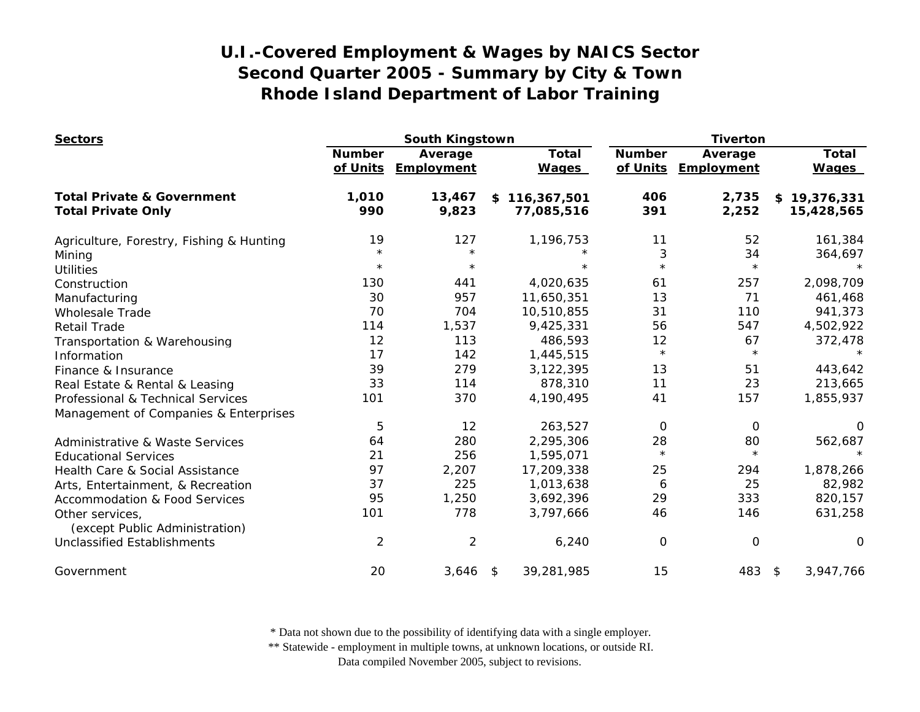# U.I.-Covered Employment & Wages by NAICS Sector
## Second Quarter 2005 - Summary by City & Town
## Rhode Island Department of Labor Training

| Sectors | South Kingstown | | | Tiverton | | |
|---|---|---|---|---|---|---|
| | Number of Units | Average Employment | Total Wages | Number of Units | Average Employment | Total Wages |
| **Total Private & Government** | **1,010** | **13,467** | **$ 116,367,501** | **406** | **2,735** | **$ 19,376,331** |
| **Total Private Only** | **990** | **9,823** | **77,085,516** | **391** | **2,252** | **15,428,565** |
| Agriculture, Forestry, Fishing & Hunting | 19 | 127 | 1,196,753 | 11 | 52 | 161,384 |
| Mining | * | * | * | 3 | 34 | 364,697 |
| Utilities | * | * | * | * | * | * |
| Construction | 130 | 441 | 4,020,635 | 61 | 257 | 2,098,709 |
| Manufacturing | 30 | 957 | 11,650,351 | 13 | 71 | 461,468 |
| Wholesale Trade | 70 | 704 | 10,510,855 | 31 | 110 | 941,373 |
| Retail Trade | 114 | 1,537 | 9,425,331 | 56 | 547 | 4,502,922 |
| Transportation & Warehousing | 12 | 113 | 486,593 | 12 | 67 | 372,478 |
| Information | 17 | 142 | 1,445,515 | * | * | * |
| Finance & Insurance | 39 | 279 | 3,122,395 | 13 | 51 | 443,642 |
| Real Estate & Rental & Leasing | 33 | 114 | 878,310 | 11 | 23 | 213,665 |
| Professional & Technical Services | 101 | 370 | 4,190,495 | 41 | 157 | 1,855,937 |
| Management of Companies & Enterprises | 5 | 12 | 263,527 | 0 | 0 | 0 |
| Administrative & Waste Services | 64 | 280 | 2,295,306 | 28 | 80 | 562,687 |
| Educational Services | 21 | 256 | 1,595,071 | * | * | * |
| Health Care & Social Assistance | 97 | 2,207 | 17,209,338 | 25 | 294 | 1,878,266 |
| Arts, Entertainment, & Recreation | 37 | 225 | 1,013,638 | 6 | 25 | 82,982 |
| Accommodation & Food Services | 95 | 1,250 | 3,692,396 | 29 | 333 | 820,157 |
| Other services, (except Public Administration) | 101 | 778 | 3,797,666 | 46 | 146 | 631,258 |
| Unclassified Establishments | 2 | 2 | 6,240 | 0 | 0 | 0 |
| Government | 20 | 3,646 | $ 39,281,985 | 15 | 483 | $ 3,947,766 |

\* Data not shown due to the possibility of identifying data with a single employer.
\*\* Statewide - employment in multiple towns, at unknown locations, or outside RI.
Data compiled November 2005, subject to revisions.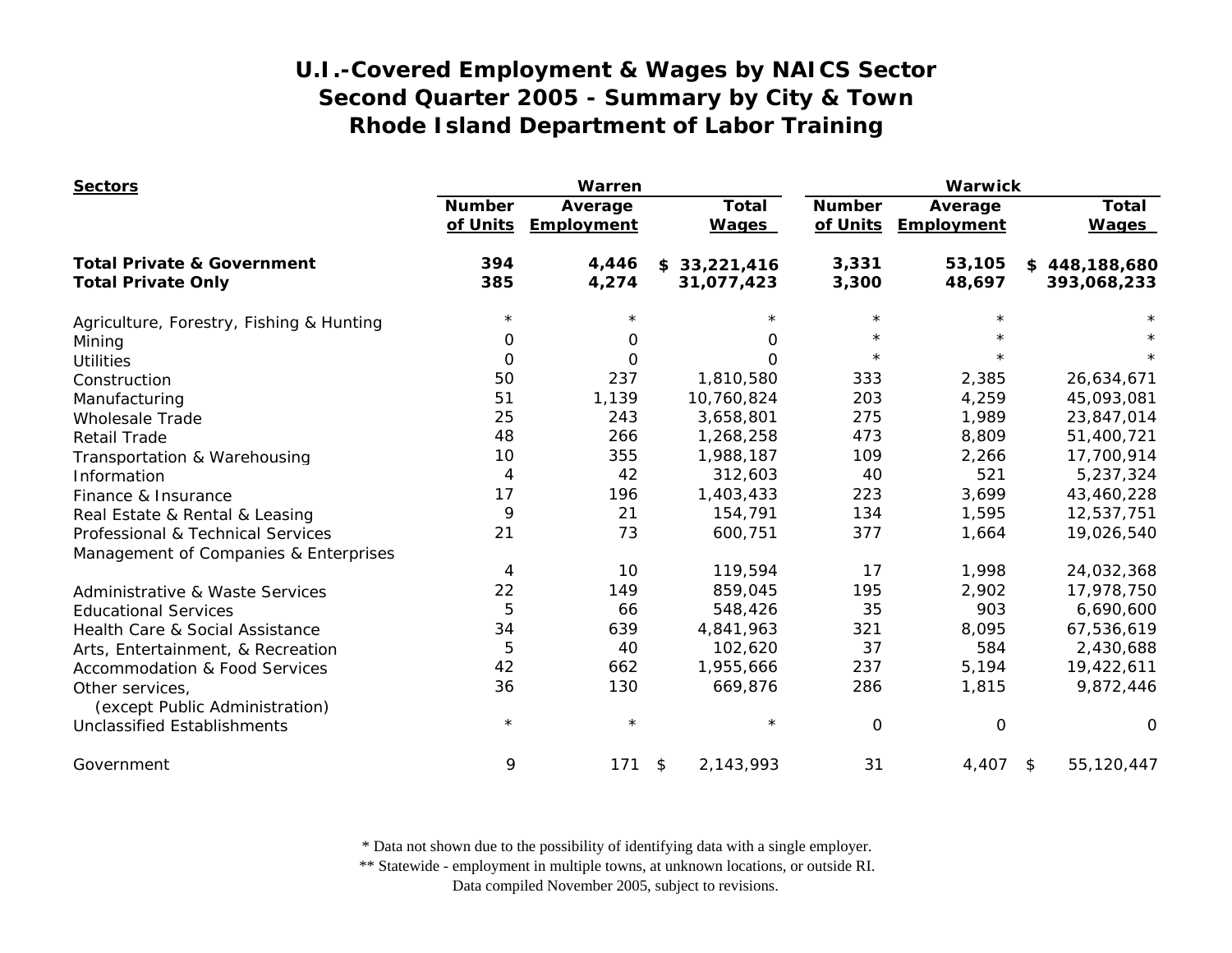# U.I.-Covered Employment & Wages by NAICS Sector
## Second Quarter 2005 - Summary by City & Town
## Rhode Island Department of Labor Training

| Sectors | Warren | | | Warwick | | |
|---|---|---|---|---|---|---|
| | Number of Units | Average Employment | Total Wages | Number of Units | Average Employment | Total Wages |
| **Total Private & Government** | **394** | **4,446** | **$ 33,221,416** | **3,331** | **53,105** | **$ 448,188,680** |
| **Total Private Only** | **385** | **4,274** | **31,077,423** | **3,300** | **48,697** | **393,068,233** |
| Agriculture, Forestry, Fishing & Hunting | * | * | * | * | * | * |
| Mining | 0 | 0 | 0 | * | * | * |
| Utilities | 0 | 0 | 0 | * | * | * |
| Construction | 50 | 237 | 1,810,580 | 333 | 2,385 | 26,634,671 |
| Manufacturing | 51 | 1,139 | 10,760,824 | 203 | 4,259 | 45,093,081 |
| Wholesale Trade | 25 | 243 | 3,658,801 | 275 | 1,989 | 23,847,014 |
| Retail Trade | 48 | 266 | 1,268,258 | 473 | 8,809 | 51,400,721 |
| Transportation & Warehousing | 10 | 355 | 1,988,187 | 109 | 2,266 | 17,700,914 |
| Information | 4 | 42 | 312,603 | 40 | 521 | 5,237,324 |
| Finance & Insurance | 17 | 196 | 1,403,433 | 223 | 3,699 | 43,460,228 |
| Real Estate & Rental & Leasing | 9 | 21 | 154,791 | 134 | 1,595 | 12,537,751 |
| Professional & Technical Services | 21 | 73 | 600,751 | 377 | 1,664 | 19,026,540 |
| Management of Companies & Enterprises | 4 | 10 | 119,594 | 17 | 1,998 | 24,032,368 |
| Administrative & Waste Services | 22 | 149 | 859,045 | 195 | 2,902 | 17,978,750 |
| Educational Services | 5 | 66 | 548,426 | 35 | 903 | 6,690,600 |
| Health Care & Social Assistance | 34 | 639 | 4,841,963 | 321 | 8,095 | 67,536,619 |
| Arts, Entertainment, & Recreation | 5 | 40 | 102,620 | 37 | 584 | 2,430,688 |
| Accommodation & Food Services | 42 | 662 | 1,955,666 | 237 | 5,194 | 19,422,611 |
| Other services, (except Public Administration) | 36 | 130 | 669,876 | 286 | 1,815 | 9,872,446 |
| Unclassified Establishments | * | * | * | 0 | 0 | 0 |
| Government | 9 | 171 | $ 2,143,993 | 31 | 4,407 | $ 55,120,447 |

\* Data not shown due to the possibility of identifying data with a single employer.
\*\* Statewide - employment in multiple towns, at unknown locations, or outside RI.
Data compiled November 2005, subject to revisions.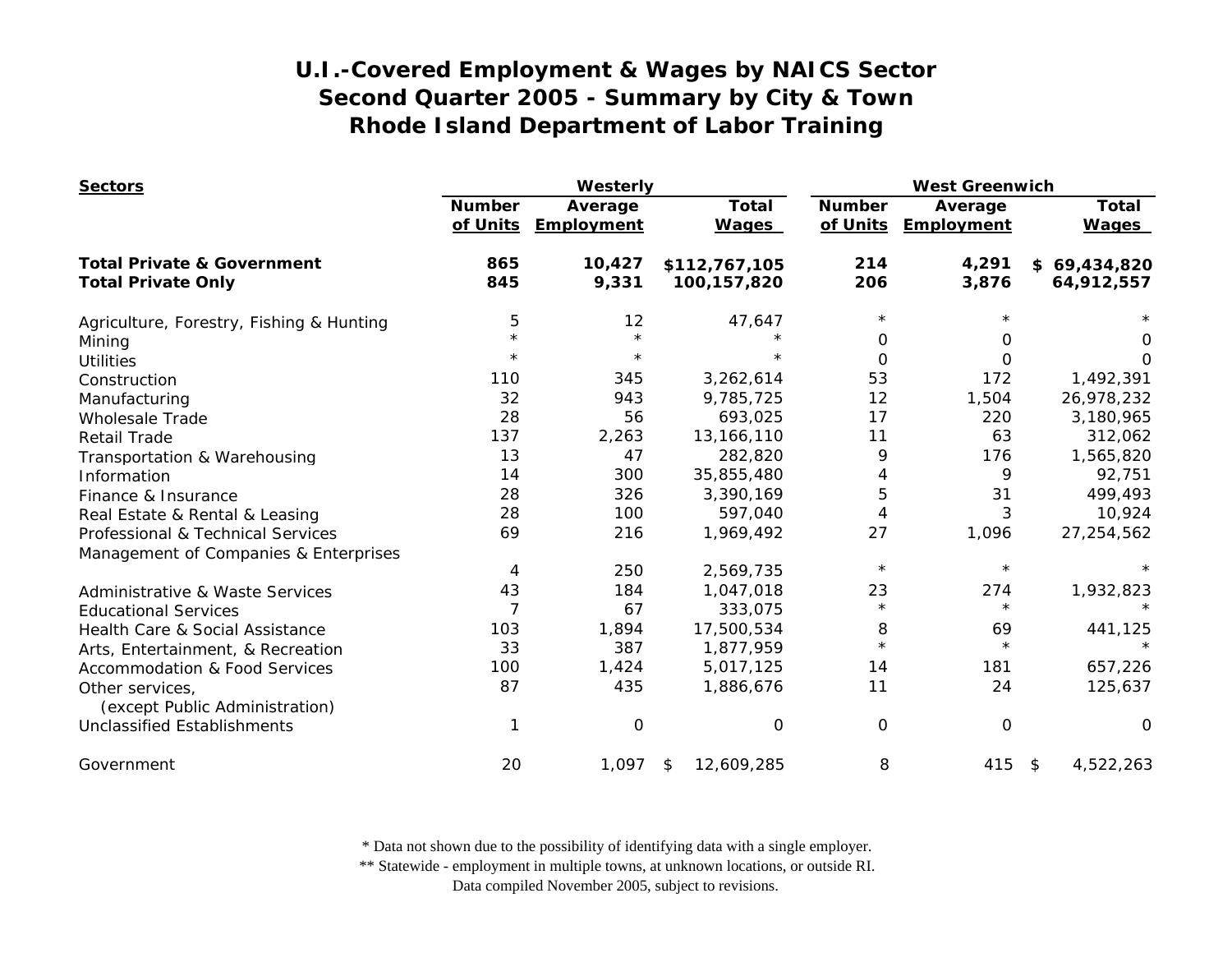# U.I.-Covered Employment & Wages by NAICS Sector
# Second Quarter 2005 - Summary by City & Town
# Rhode Island Department of Labor Training

| Sectors | Westerly | | | West Greenwich | | |
|---|---|---|---|---|---|---|
| | Number of Units | Average Employment | Total Wages | Number of Units | Average Employment | Total Wages |
| **Total Private & Government** | **865** | **10,427** | **$112,767,105** | **214** | **4,291** | **$ 69,434,820** |
| **Total Private Only** | **845** | **9,331** | **100,157,820** | **206** | **3,876** | **64,912,557** |
| Agriculture, Forestry, Fishing & Hunting | 5 | 12 | 47,647 | * | * | * |
| Mining | * | * | * | 0 | 0 | 0 |
| Utilities | * | * | * | 0 | 0 | 0 |
| Construction | 110 | 345 | 3,262,614 | 53 | 172 | 1,492,391 |
| Manufacturing | 32 | 943 | 9,785,725 | 12 | 1,504 | 26,978,232 |
| Wholesale Trade | 28 | 56 | 693,025 | 17 | 220 | 3,180,965 |
| Retail Trade | 137 | 2,263 | 13,166,110 | 11 | 63 | 312,062 |
| Transportation & Warehousing | 13 | 47 | 282,820 | 9 | 176 | 1,565,820 |
| Information | 14 | 300 | 35,855,480 | 4 | 9 | 92,751 |
| Finance & Insurance | 28 | 326 | 3,390,169 | 5 | 31 | 499,493 |
| Real Estate & Rental & Leasing | 28 | 100 | 597,040 | 4 | 3 | 10,924 |
| Professional & Technical Services | 69 | 216 | 1,969,492 | 27 | 1,096 | 27,254,562 |
| Management of Companies & Enterprises | 4 | 250 | 2,569,735 | * | * | * |
| Administrative & Waste Services | 43 | 184 | 1,047,018 | 23 | 274 | 1,932,823 |
| Educational Services | 7 | 67 | 333,075 | * | * | * |
| Health Care & Social Assistance | 103 | 1,894 | 17,500,534 | 8 | 69 | 441,125 |
| Arts, Entertainment, & Recreation | 33 | 387 | 1,877,959 | * | * | * |
| Accommodation & Food Services | 100 | 1,424 | 5,017,125 | 14 | 181 | 657,226 |
| Other services, (except Public Administration) | 87 | 435 | 1,886,676 | 11 | 24 | 125,637 |
| Unclassified Establishments | 1 | 0 | 0 | 0 | 0 | 0 |
| Government | 20 | 1,097 | $ 12,609,285 | 8 | 415 | $ 4,522,263 |

\* Data not shown due to the possibility of identifying data with a single employer.
\*\* Statewide - employment in multiple towns, at unknown locations, or outside RI.
Data compiled November 2005, subject to revisions.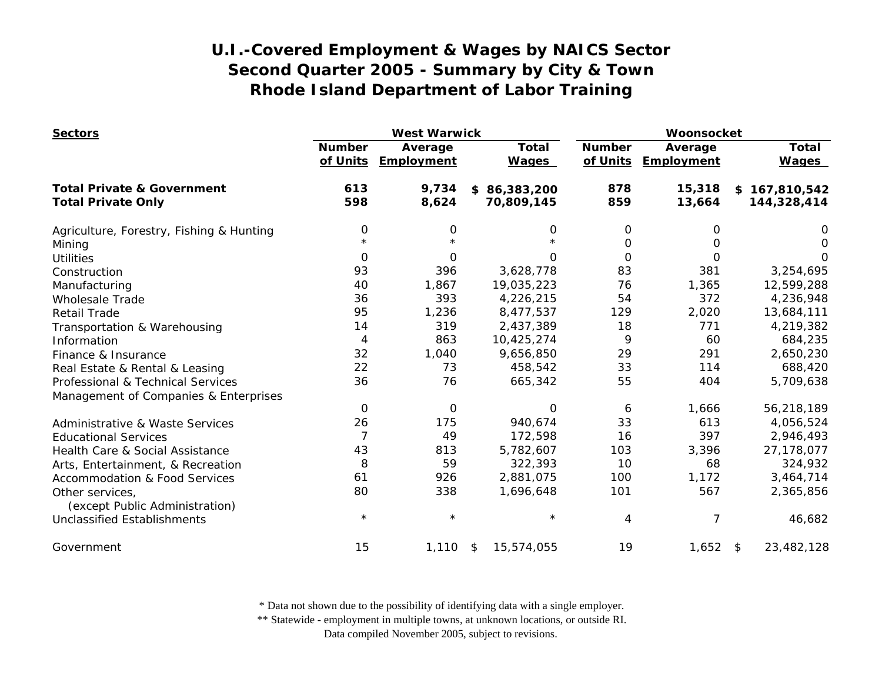# U.I.-Covered Employment & Wages by NAICS Sector
## Second Quarter 2005 - Summary by City & Town
## Rhode Island Department of Labor Training

| Sectors | West Warwick | | | Woonsocket | | |
|---|---|---|---|---|---|---|
| | Number of Units | Average Employment | Total Wages | Number of Units | Average Employment | Total Wages |
| **Total Private & Government** | **613** | **9,734** | **$ 86,383,200** | **878** | **15,318** | **$ 167,810,542** |
| **Total Private Only** | **598** | **8,624** | **70,809,145** | **859** | **13,664** | **144,328,414** |
| Agriculture, Forestry, Fishing & Hunting | 0 | 0 | 0 | 0 | 0 | 0 |
| Mining | * | * | * | 0 | 0 | 0 |
| Utilities | 0 | 0 | 0 | 0 | 0 | 0 |
| Construction | 93 | 396 | 3,628,778 | 83 | 381 | 3,254,695 |
| Manufacturing | 40 | 1,867 | 19,035,223 | 76 | 1,365 | 12,599,288 |
| Wholesale Trade | 36 | 393 | 4,226,215 | 54 | 372 | 4,236,948 |
| Retail Trade | 95 | 1,236 | 8,477,537 | 129 | 2,020 | 13,684,111 |
| Transportation & Warehousing | 14 | 319 | 2,437,389 | 18 | 771 | 4,219,382 |
| Information | 4 | 863 | 10,425,274 | 9 | 60 | 684,235 |
| Finance & Insurance | 32 | 1,040 | 9,656,850 | 29 | 291 | 2,650,230 |
| Real Estate & Rental & Leasing | 22 | 73 | 458,542 | 33 | 114 | 688,420 |
| Professional & Technical Services | 36 | 76 | 665,342 | 55 | 404 | 5,709,638 |
| Management of Companies & Enterprises | 0 | 0 | 0 | 6 | 1,666 | 56,218,189 |
| Administrative & Waste Services | 26 | 175 | 940,674 | 33 | 613 | 4,056,524 |
| Educational Services | 7 | 49 | 172,598 | 16 | 397 | 2,946,493 |
| Health Care & Social Assistance | 43 | 813 | 5,782,607 | 103 | 3,396 | 27,178,077 |
| Arts, Entertainment, & Recreation | 8 | 59 | 322,393 | 10 | 68 | 324,932 |
| Accommodation & Food Services | 61 | 926 | 2,881,075 | 100 | 1,172 | 3,464,714 |
| Other services, (except Public Administration) | 80 | 338 | 1,696,648 | 101 | 567 | 2,365,856 |
| Unclassified Establishments | * | * | * | 4 | 7 | 46,682 |
| Government | 15 | 1,110 | $ 15,574,055 | 19 | 1,652 | $ 23,482,128 |

\* Data not shown due to the possibility of identifying data with a single employer.
\** Statewide - employment in multiple towns, at unknown locations, or outside RI.
Data compiled November 2005, subject to revisions.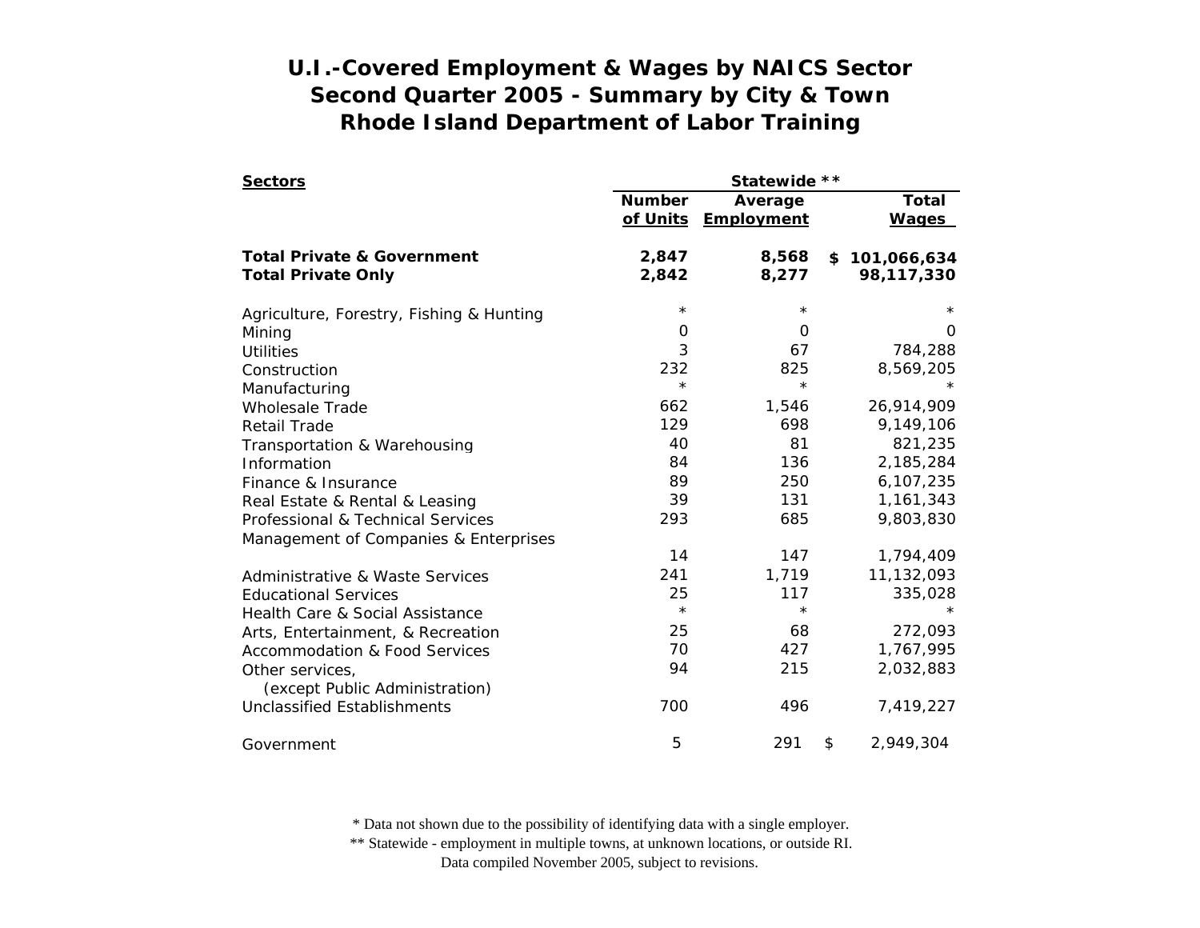# U.I.-Covered Employment & Wages by NAICS Sector
## Second Quarter 2005 - Summary by City & Town
## Rhode Island Department of Labor Training

| Sectors | Statewide ** | | |
|---|---|---|---|
| | Number of Units | Average Employment | Total Wages |
| **Total Private & Government** | **2,847** | **8,568** | **$ 101,066,634** |
| **Total Private Only** | **2,842** | **8,277** | **98,117,330** |
| Agriculture, Forestry, Fishing & Hunting | * | * | * |
| Mining | 0 | 0 | 0 |
| Utilities | 3 | 67 | 784,288 |
| Construction | 232 | 825 | 8,569,205 |
| Manufacturing | * | * | * |
| Wholesale Trade | 662 | 1,546 | 26,914,909 |
| Retail Trade | 129 | 698 | 9,149,106 |
| Transportation & Warehousing | 40 | 81 | 821,235 |
| Information | 84 | 136 | 2,185,284 |
| Finance & Insurance | 89 | 250 | 6,107,235 |
| Real Estate & Rental & Leasing | 39 | 131 | 1,161,343 |
| Professional & Technical Services | 293 | 685 | 9,803,830 |
| Management of Companies & Enterprises | 14 | 147 | 1,794,409 |
| Administrative & Waste Services | 241 | 1,719 | 11,132,093 |
| Educational Services | 25 | 117 | 335,028 |
| Health Care & Social Assistance | * | * | * |
| Arts, Entertainment, & Recreation | 25 | 68 | 272,093 |
| Accommodation & Food Services | 70 | 427 | 1,767,995 |
| Other services, (except Public Administration) | 94 | 215 | 2,032,883 |
| Unclassified Establishments | 700 | 496 | 7,419,227 |
| Government | 5 | 291 | $ 2,949,304 |

\* Data not shown due to the possibility of identifying data with a single employer.
\*\* Statewide - employment in multiple towns, at unknown locations, or outside RI.
Data compiled November 2005, subject to revisions.